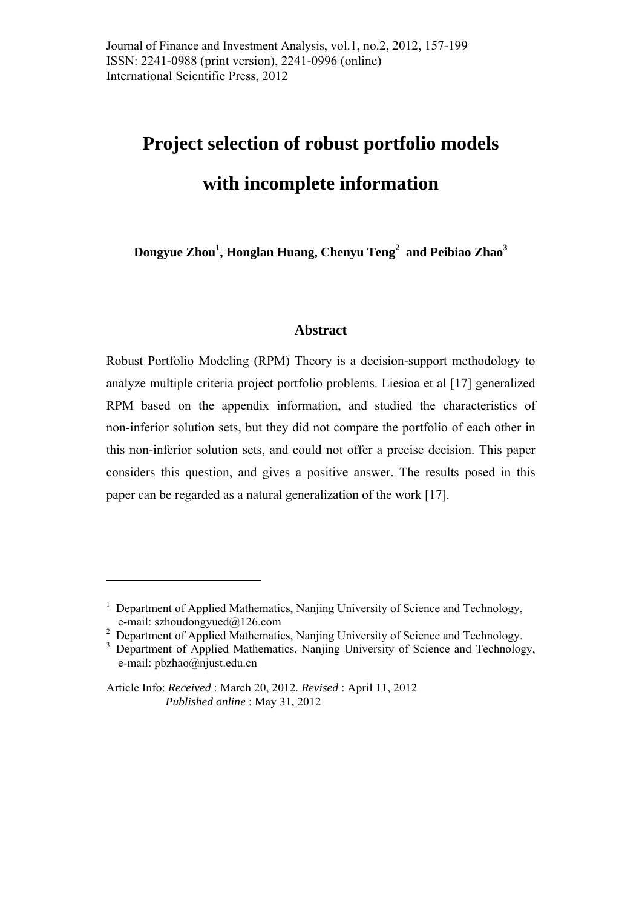Journal of Finance and Investment Analysis, vol.1, no.2, 2012, 157-199
ISSN: 2241-0988 (print version), 2241-0996 (online)
International Scientific Press, 2012

# Project selection of robust portfolio models with incomplete information

**Dongyue Zhou[1], Honglan Huang, Chenyu Teng[2] and Peibiao Zhao[3]**

## Abstract

Robust Portfolio Modeling (RPM) Theory is a decision-support methodology to analyze multiple criteria project portfolio problems. Liesioa et al [17] generalized RPM based on the appendix information, and studied the characteristics of non-inferior solution sets, but they did not compare the portfolio of each other in this non-inferior solution sets, and could not offer a precise decision. This paper considers this question, and gives a positive answer. The results posed in this paper can be regarded as a natural generalization of the work [17].

---

[1] Department of Applied Mathematics, Nanjing University of Science and Technology, e-mail: szhoudongyued@126.com

[2] Department of Applied Mathematics, Nanjing University of Science and Technology.

[3] Department of Applied Mathematics, Nanjing University of Science and Technology, e-mail: pbzhao@njust.edu.cn

Article Info: *Received* : March 20, 2012. *Revised* : April 11, 2012
*Published online* : May 31, 2012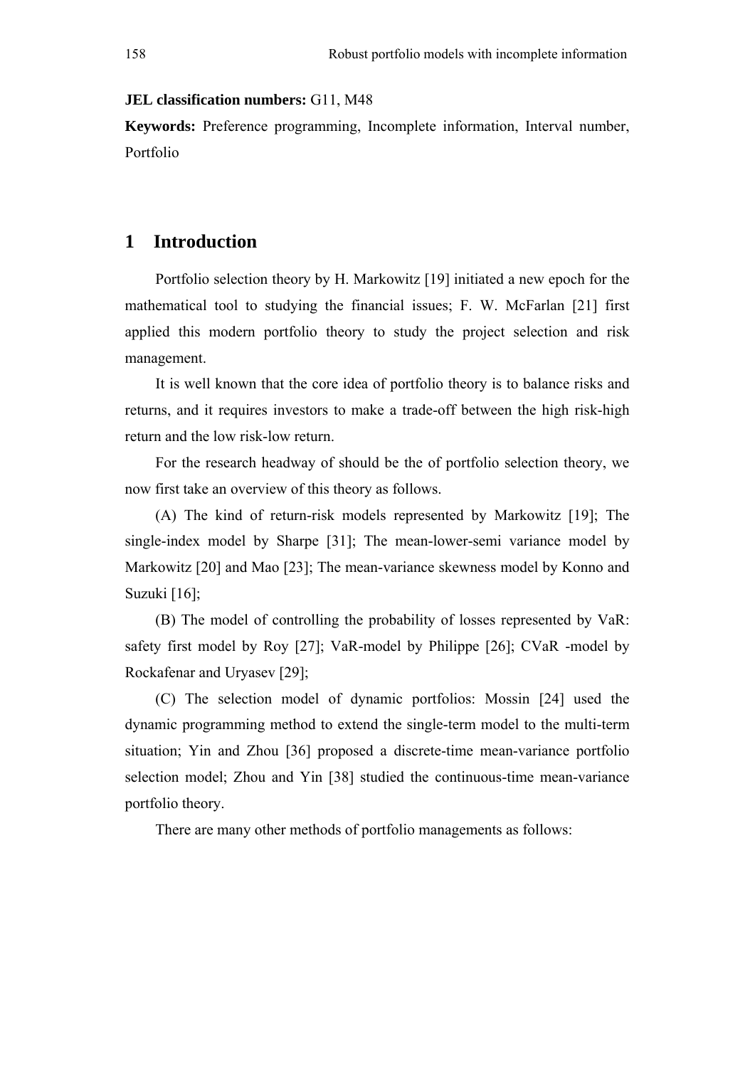**JEL classification numbers:** G11, M48

**Keywords:** Preference programming, Incomplete information, Interval number, Portfolio

# 1 Introduction

Portfolio selection theory by H. Markowitz [19] initiated a new epoch for the mathematical tool to studying the financial issues; F. W. McFarlan [21] first applied this modern portfolio theory to study the project selection and risk management.

It is well known that the core idea of portfolio theory is to balance risks and returns, and it requires investors to make a trade-off between the high risk-high return and the low risk-low return.

For the research headway of should be the of portfolio selection theory, we now first take an overview of this theory as follows.

(A) The kind of return-risk models represented by Markowitz [19]; The single-index model by Sharpe [31]; The mean-lower-semi variance model by Markowitz [20] and Mao [23]; The mean-variance skewness model by Konno and Suzuki [16];

(B) The model of controlling the probability of losses represented by VaR: safety first model by Roy [27]; VaR-model by Philippe [26]; CVaR -model by Rockafenar and Uryasev [29];

(C) The selection model of dynamic portfolios: Mossin [24] used the dynamic programming method to extend the single-term model to the multi-term situation; Yin and Zhou [36] proposed a discrete-time mean-variance portfolio selection model; Zhou and Yin [38] studied the continuous-time mean-variance portfolio theory.

There are many other methods of portfolio managements as follows: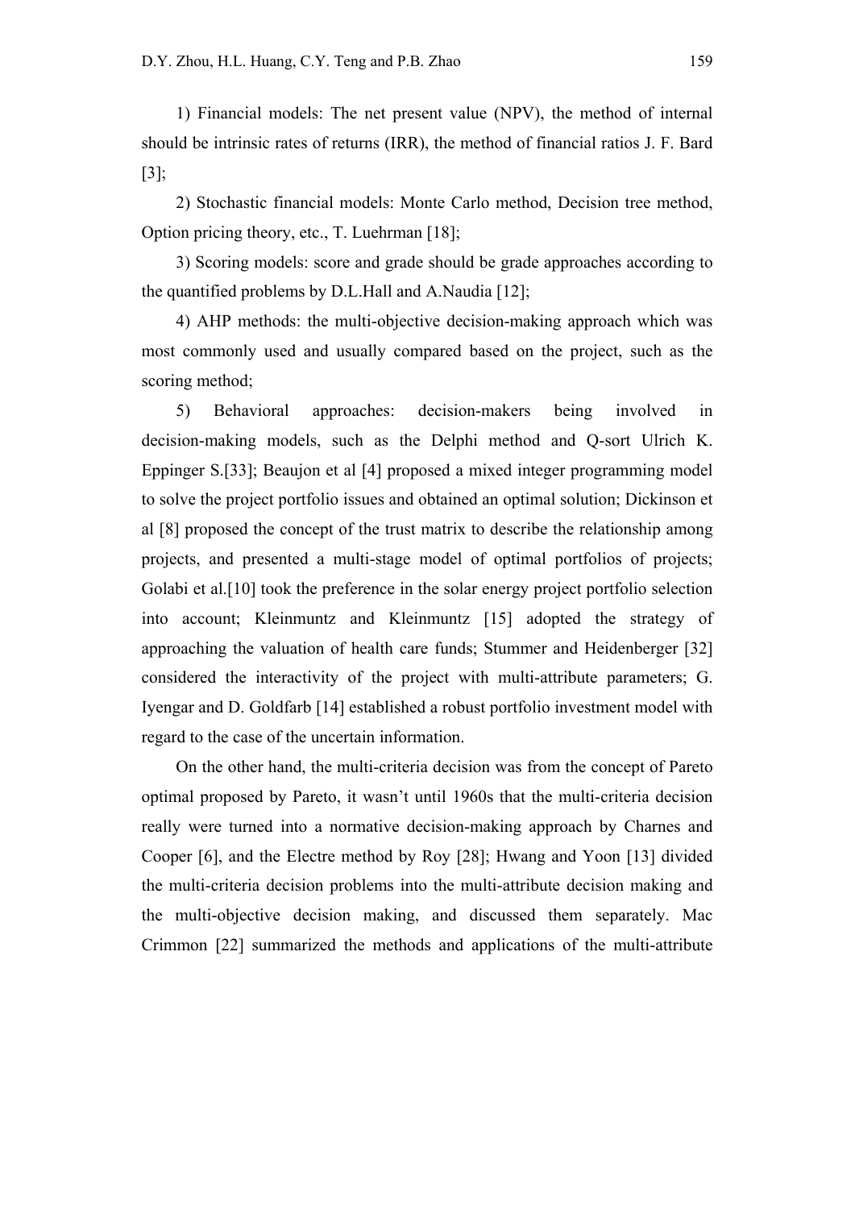1) Financial models: The net present value (NPV), the method of internal should be intrinsic rates of returns (IRR), the method of financial ratios J. F. Bard [3];

2) Stochastic financial models: Monte Carlo method, Decision tree method, Option pricing theory, etc., T. Luehrman [18];

3) Scoring models: score and grade should be grade approaches according to the quantified problems by D.L.Hall and A.Naudia [12];

4) AHP methods: the multi-objective decision-making approach which was most commonly used and usually compared based on the project, such as the scoring method;

5) Behavioral approaches: decision-makers being involved in decision-making models, such as the Delphi method and Q-sort Ulrich K. Eppinger S.[33]; Beaujon et al [4] proposed a mixed integer programming model to solve the project portfolio issues and obtained an optimal solution; Dickinson et al [8] proposed the concept of the trust matrix to describe the relationship among projects, and presented a multi-stage model of optimal portfolios of projects; Golabi et al.[10] took the preference in the solar energy project portfolio selection into account; Kleinmuntz and Kleinmuntz [15] adopted the strategy of approaching the valuation of health care funds; Stummer and Heidenberger [32] considered the interactivity of the project with multi-attribute parameters; G. Iyengar and D. Goldfarb [14] established a robust portfolio investment model with regard to the case of the uncertain information.

On the other hand, the multi-criteria decision was from the concept of Pareto optimal proposed by Pareto, it wasn't until 1960s that the multi-criteria decision really were turned into a normative decision-making approach by Charnes and Cooper [6], and the Electre method by Roy [28]; Hwang and Yoon [13] divided the multi-criteria decision problems into the multi-attribute decision making and the multi-objective decision making, and discussed them separately. Mac Crimmon [22] summarized the methods and applications of the multi-attribute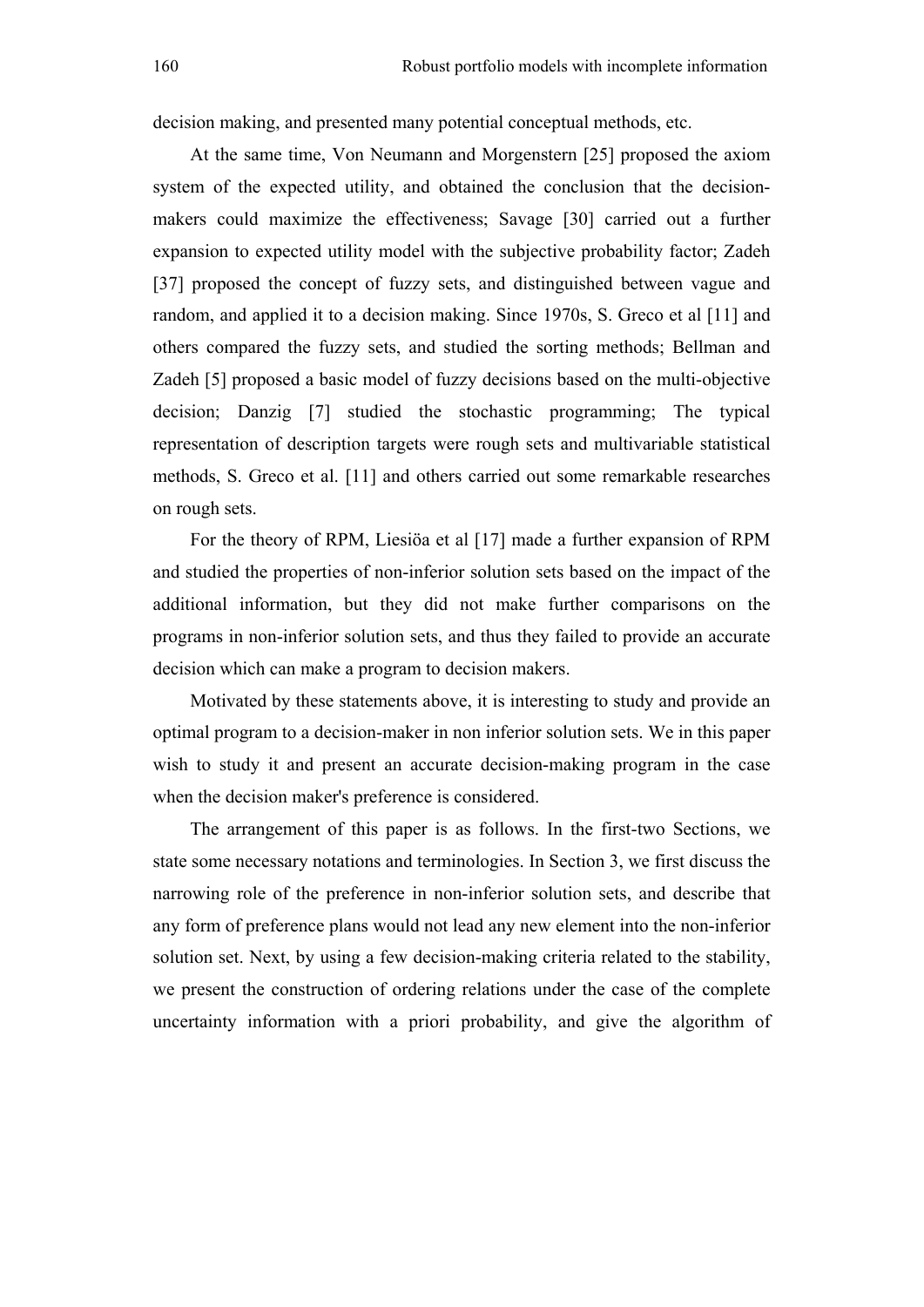decision making, and presented many potential conceptual methods, etc.

At the same time, Von Neumann and Morgenstern [25] proposed the axiom system of the expected utility, and obtained the conclusion that the decision-makers could maximize the effectiveness; Savage [30] carried out a further expansion to expected utility model with the subjective probability factor; Zadeh [37] proposed the concept of fuzzy sets, and distinguished between vague and random, and applied it to a decision making. Since 1970s, S. Greco et al [11] and others compared the fuzzy sets, and studied the sorting methods; Bellman and Zadeh [5] proposed a basic model of fuzzy decisions based on the multi-objective decision; Danzig [7] studied the stochastic programming; The typical representation of description targets were rough sets and multivariable statistical methods, S. Greco et al. [11] and others carried out some remarkable researches on rough sets.

For the theory of RPM, Liesiöa et al [17] made a further expansion of RPM and studied the properties of non-inferior solution sets based on the impact of the additional information, but they did not make further comparisons on the programs in non-inferior solution sets, and thus they failed to provide an accurate decision which can make a program to decision makers.

Motivated by these statements above, it is interesting to study and provide an optimal program to a decision-maker in non inferior solution sets. We in this paper wish to study it and present an accurate decision-making program in the case when the decision maker's preference is considered.

The arrangement of this paper is as follows. In the first-two Sections, we state some necessary notations and terminologies. In Section 3, we first discuss the narrowing role of the preference in non-inferior solution sets, and describe that any form of preference plans would not lead any new element into the non-inferior solution set. Next, by using a few decision-making criteria related to the stability, we present the construction of ordering relations under the case of the complete uncertainty information with a priori probability, and give the algorithm of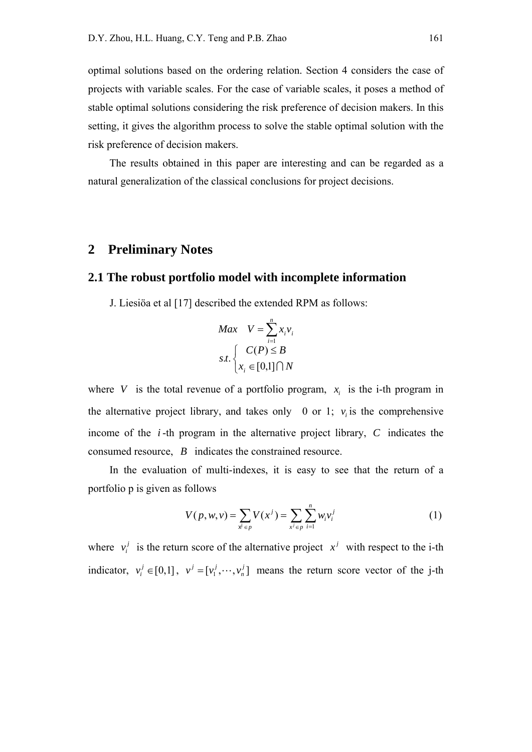optimal solutions based on the ordering relation. Section 4 considers the case of projects with variable scales. For the case of variable scales, it poses a method of stable optimal solutions considering the risk preference of decision makers. In this setting, it gives the algorithm process to solve the stable optimal solution with the risk preference of decision makers.

The results obtained in this paper are interesting and can be regarded as a natural generalization of the classical conclusions for project decisions.

## 2 Preliminary Notes

### 2.1 The robust portfolio model with incomplete information

J. Liesiöa et al [17] described the extended RPM as follows:

$$Max \quad V = \sum_{i=1}^{n} x_i v_i$$

$$s.t. \begin{cases} C(P) \leq B \\ x_i \in [0,1] \cap N \end{cases}$$

where $V$ is the total revenue of a portfolio program, $x_i$ is the i-th program in the alternative project library, and takes only 0 or 1; $v_i$ is the comprehensive income of the $i$-th program in the alternative project library, $C$ indicates the consumed resource, $B$ indicates the constrained resource.

In the evaluation of multi-indexes, it is easy to see that the return of a portfolio p is given as follows

$$V(p,w,v) = \sum_{x^j \in p} V(x^j) = \sum_{x^j \in p} \sum_{i=1}^{n} w_i v_i^j \tag{1}$$

where $v_i^j$ is the return score of the alternative project $x^j$ with respect to the i-th indicator, $v_i^j \in [0,1]$, $v^j = [v_1^j, \cdots, v_n^j]$ means the return score vector of the j-th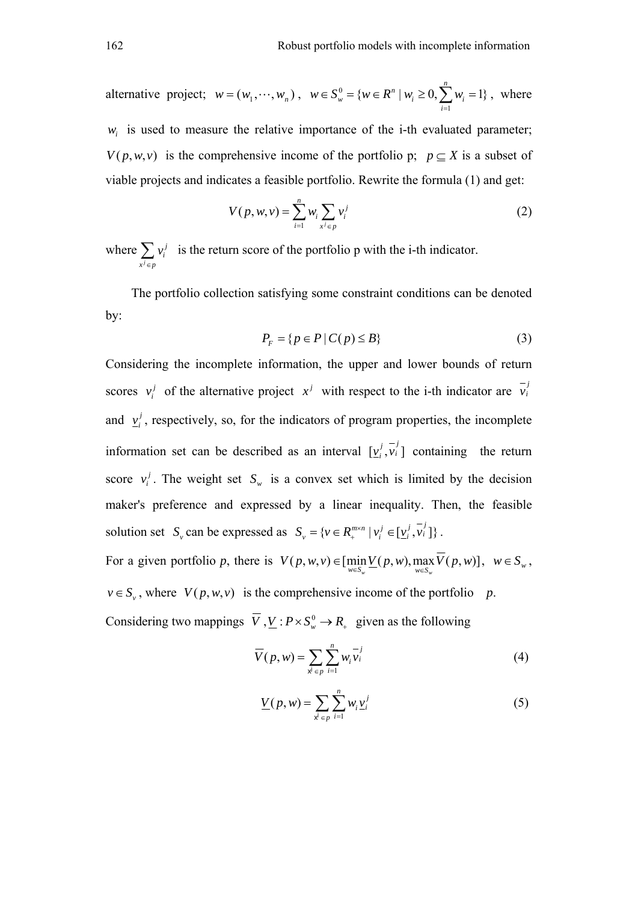alternative project; $w = (w_1, \cdots, w_n)$, $w \in S_w^0 = \{w \in R^n \mid w_i \geq 0, \sum_{i=1}^{n} w_i = 1\}$, where $w_i$ is used to measure the relative importance of the i-th evaluated parameter; $V(p, w, v)$ is the comprehensive income of the portfolio p; $p \subseteq X$ is a subset of viable projects and indicates a feasible portfolio. Rewrite the formula (1) and get:

$$V(p, w, v) = \sum_{i=1}^{n} w_i \sum_{x^j \in p} v_i^j \tag{2}$$

where $\sum_{x^j \in p} v_i^j$ is the return score of the portfolio p with the i-th indicator.

The portfolio collection satisfying some constraint conditions can be denoted by:

$$P_F = \{p \in P \mid C(p) \leq B\} \tag{3}$$

Considering the incomplete information, the upper and lower bounds of return scores $v_i^j$ of the alternative project $x^j$ with respect to the i-th indicator are $\overline{v}_i^j$ and $\underline{v}_i^j$, respectively, so, for the indicators of program properties, the incomplete information set can be described as an interval $[\underline{v}_i^j, \overline{v}_i^j]$ containing the return score $v_i^j$. The weight set $S_w$ is a convex set which is limited by the decision maker's preference and expressed by a linear inequality. Then, the feasible solution set $S_v$ can be expressed as $S_v = \{v \in R_+^{m \times n} \mid v_i^j \in [\underline{v}_i^j, \overline{v}_i^j]\}$.

For a given portfolio *p*, there is $V(p, w, v) \in [\min_{w \in S_w} \underline{V}(p, w), \max_{w \in S_w} \overline{V}(p, w)]$, $w \in S_w$, $v \in S_v$, where $V(p, w, v)$ is the comprehensive income of the portfolio *p*.

Considering two mappings $\overline{V}, \underline{V} : P \times S_w^0 \to R_+$ given as the following

$$\overline{V}(p, w) = \sum_{x^j \in p} \sum_{i=1}^{n} w_i \overline{v}_i^j \tag{4}$$

$$\underline{V}(p, w) = \sum_{x^j \in p} \sum_{i=1}^{n} w_i \underline{v}_i^j \tag{5}$$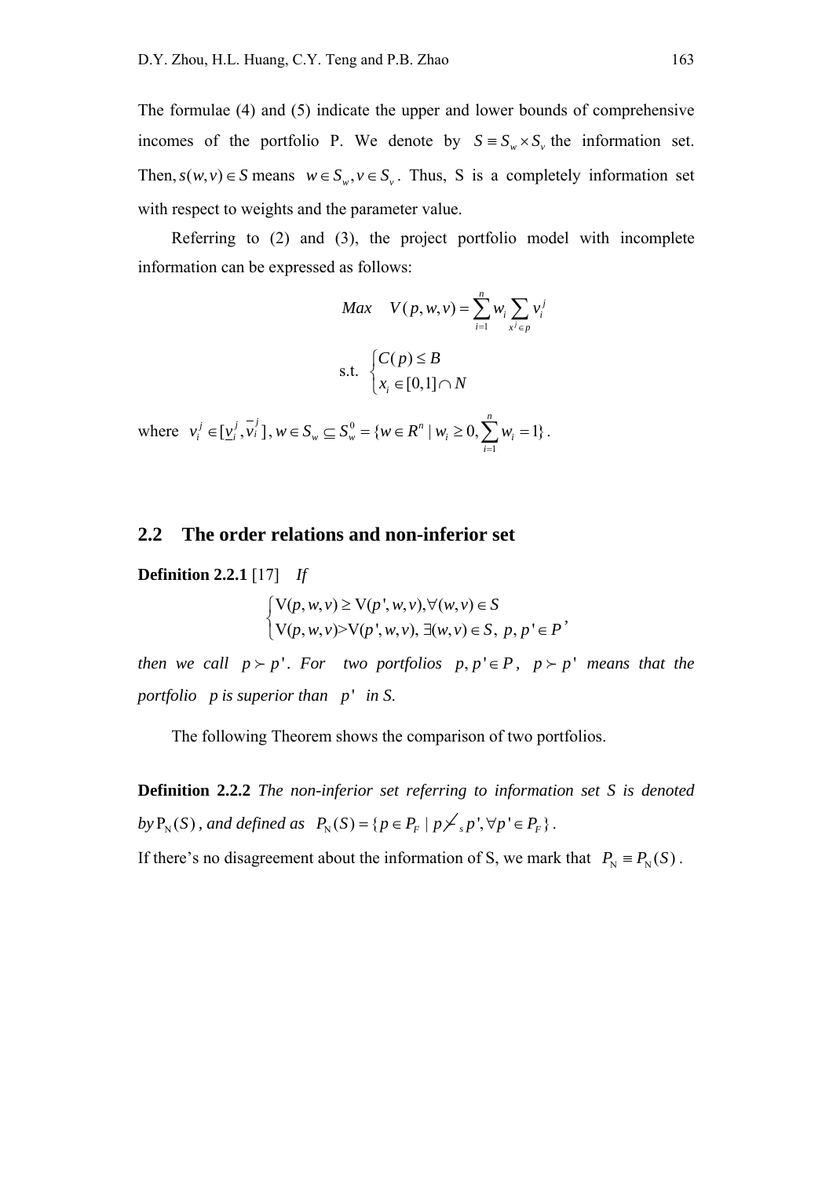The formulae (4) and (5) indicate the upper and lower bounds of comprehensive incomes of the portfolio P. We denote by $S \equiv S_w \times S_v$ the information set. Then, $s(w,v) \in S$ means $w \in S_w, v \in S_v$. Thus, S is a completely information set with respect to weights and the parameter value.

Referring to (2) and (3), the project portfolio model with incomplete information can be expressed as follows:

$$Max \quad V(p,w,v) = \sum_{i=1}^{n} w_i \sum_{x^j \in p} v_i^j$$

$$\text{s.t.} \begin{cases} C(p) \le B \\ x_i \in [0,1] \cap N \end{cases}$$

where $v_i^j \in [\underline{v}_i^j, \overline{v}_i^j]$, $w \in S_w \subseteq S_w^0 = \{w \in R^n \mid w_i \ge 0, \sum_{i=1}^{n} w_i = 1\}$.

## 2.2 The order relations and non-inferior set

**Definition 2.2.1** [17] *If*

$$\begin{cases} \mathrm{V}(p,w,v) \ge \mathrm{V}(p',w,v), \forall (w,v) \in S \\ \mathrm{V}(p,w,v) > \mathrm{V}(p',w,v), \exists (w,v) \in S, \; p, p' \in P \end{cases},$$

*then we call* $p \succ p'$. *For two portfolios* $p, p' \in P$, $p \succ p'$ *means that the portfolio p is superior than* $p'$ *in S.*

The following Theorem shows the comparison of two portfolios.

**Definition 2.2.2** *The non-inferior set referring to information set S is denoted by* $\mathrm{P_N}(S)$, *and defined as* $P_{\mathrm{N}}(S) = \{p \in P_F \mid p \not\prec_s p', \forall p' \in P_F\}$.

If there's no disagreement about the information of S, we mark that $P_{\mathrm{N}} \equiv P_{\mathrm{N}}(S)$.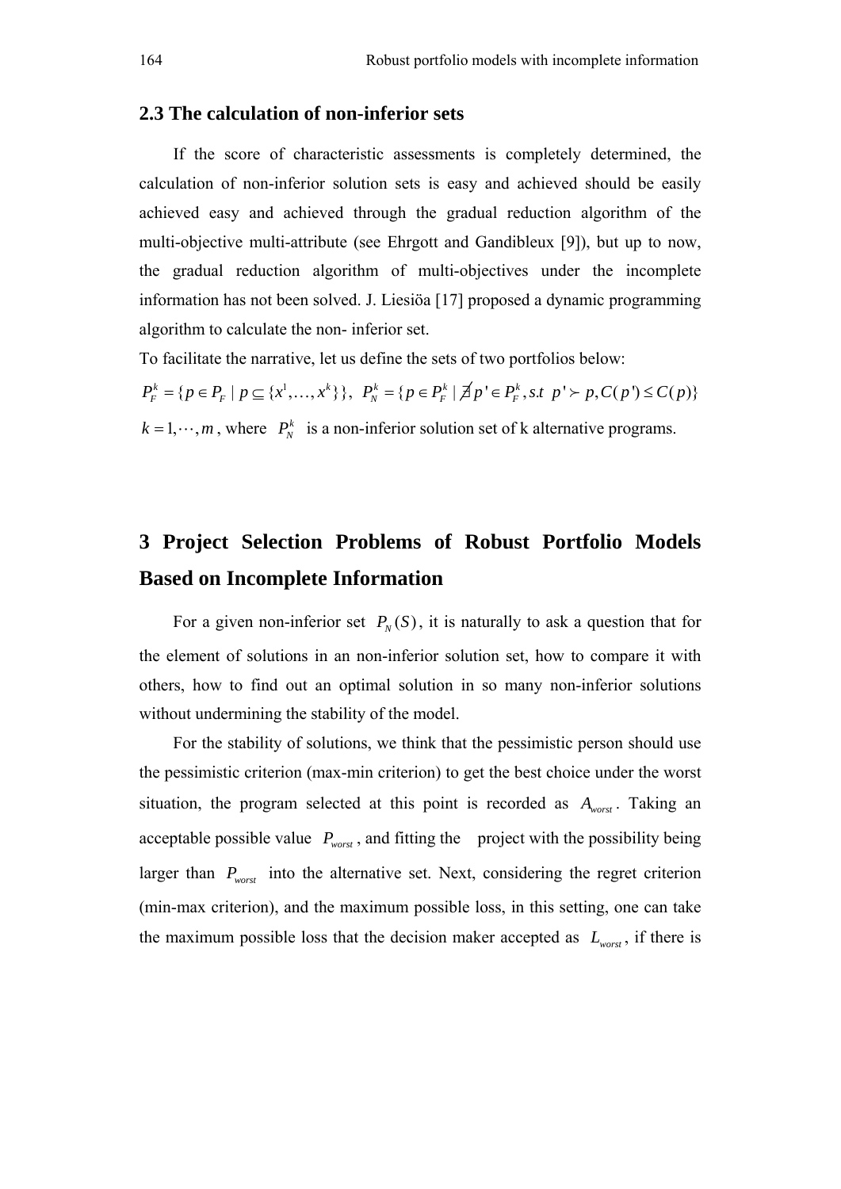## 2.3 The calculation of non-inferior sets

If the score of characteristic assessments is completely determined, the calculation of non-inferior solution sets is easy and achieved should be easily achieved easy and achieved through the gradual reduction algorithm of the multi-objective multi-attribute (see Ehrgott and Gandibleux [9]), but up to now, the gradual reduction algorithm of multi-objectives under the incomplete information has not been solved. J. Liesiöa [17] proposed a dynamic programming algorithm to calculate the non- inferior set.

To facilitate the narrative, let us define the sets of two portfolios below:

$P_F^k = \{p \in P_F \mid p \subseteq \{x^1, \ldots, x^k\}\}$, $P_N^k = \{p \in P_F^k \mid \nexists p' \in P_F^k, s.t\ \ p' \succ p, C(p') \le C(p)\}$

$k = 1, \cdots, m$, where $P_N^k$ is a non-inferior solution set of k alternative programs.

# 3 Project Selection Problems of Robust Portfolio Models Based on Incomplete Information

For a given non-inferior set $P_N(S)$, it is naturally to ask a question that for the element of solutions in an non-inferior solution set, how to compare it with others, how to find out an optimal solution in so many non-inferior solutions without undermining the stability of the model.

For the stability of solutions, we think that the pessimistic person should use the pessimistic criterion (max-min criterion) to get the best choice under the worst situation, the program selected at this point is recorded as $A_{worst}$. Taking an acceptable possible value $P_{worst}$, and fitting the project with the possibility being larger than $P_{worst}$ into the alternative set. Next, considering the regret criterion (min-max criterion), and the maximum possible loss, in this setting, one can take the maximum possible loss that the decision maker accepted as $L_{worst}$, if there is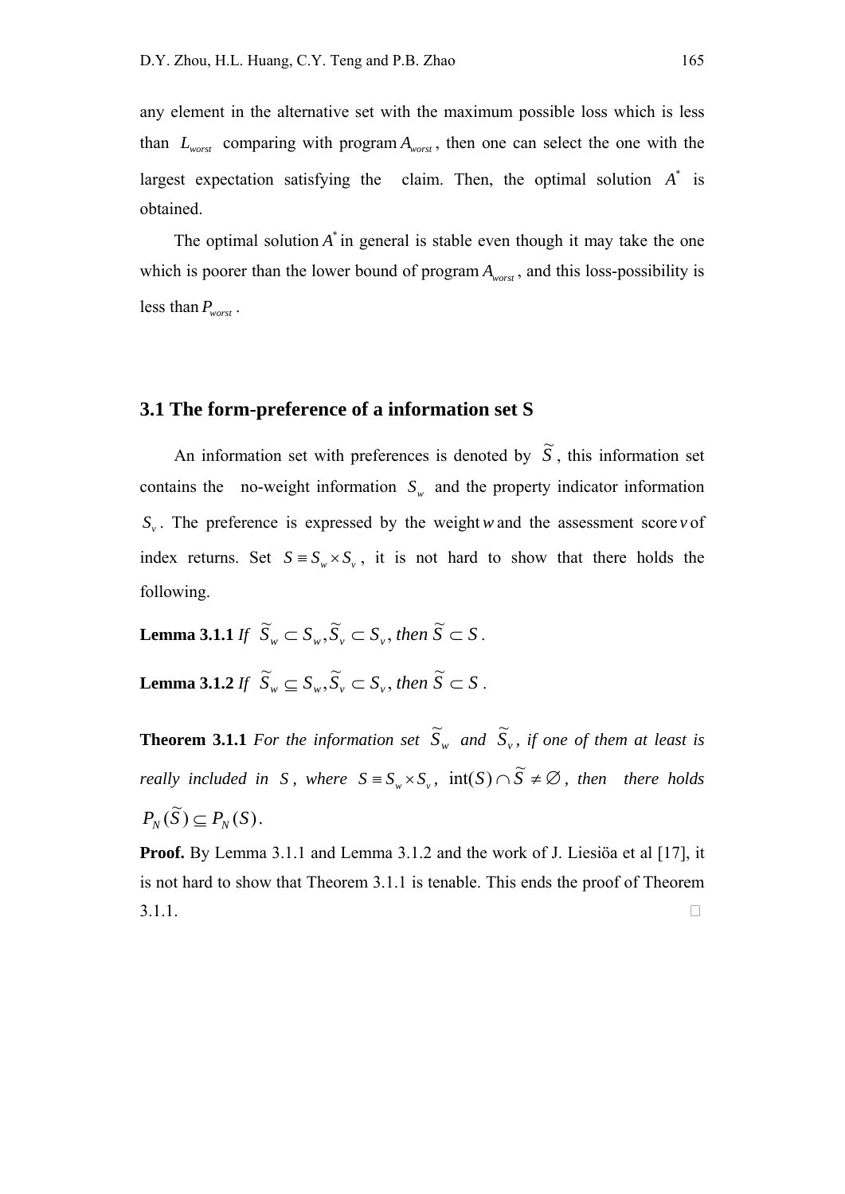any element in the alternative set with the maximum possible loss which is less than $L_{worst}$ comparing with program $A_{worst}$, then one can select the one with the largest expectation satisfying the claim. Then, the optimal solution $A^*$ is obtained.

The optimal solution $A^*$ in general is stable even though it may take the one which is poorer than the lower bound of program $A_{worst}$, and this loss-possibility is less than $P_{worst}$.

### 3.1 The form-preference of a information set S

An information set with preferences is denoted by $\tilde{S}$, this information set contains the no-weight information $S_w$ and the property indicator information $S_v$. The preference is expressed by the weight $w$ and the assessment score $v$ of index returns. Set $S \equiv S_w \times S_v$, it is not hard to show that there holds the following.

**Lemma 3.1.1** *If* $\tilde{S}_w \subset S_w, \tilde{S}_v \subset S_v$, *then* $\tilde{S} \subset S$.

**Lemma 3.1.2** *If* $\tilde{S}_w \subseteq S_w, \tilde{S}_v \subset S_v$, *then* $\tilde{S} \subset S$.

**Theorem 3.1.1** *For the information set* $\tilde{S}_w$ *and* $\tilde{S}_v$, *if one of them at least is really included in* $S$, *where* $S \equiv S_w \times S_v$, $\text{int}(S) \cap \tilde{S} \neq \varnothing$, *then there holds* $P_N(\tilde{S}) \subseteq P_N(S)$.

**Proof.** By Lemma 3.1.1 and Lemma 3.1.2 and the work of J. Liesiöa et al [17], it is not hard to show that Theorem 3.1.1 is tenable. This ends the proof of Theorem 3.1.1. □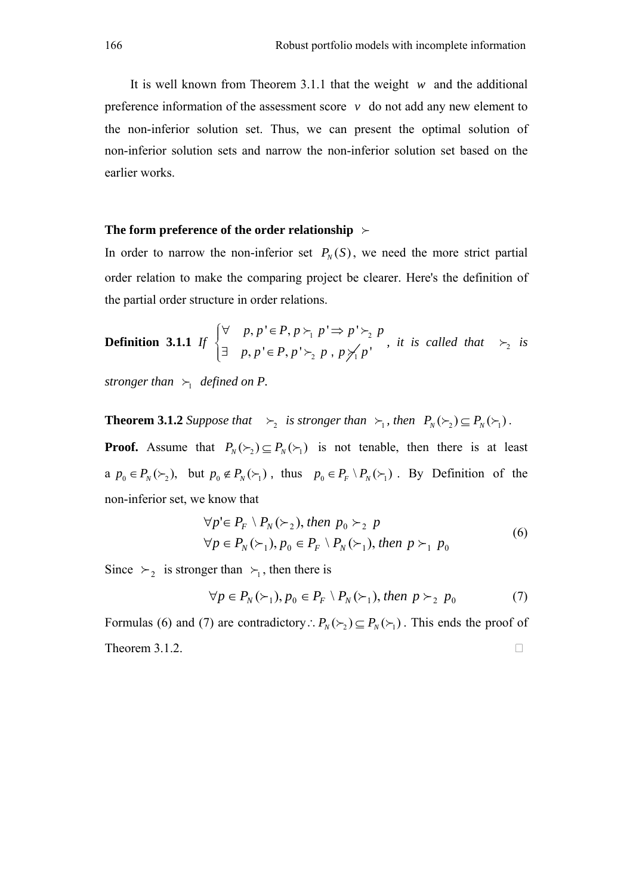It is well known from Theorem 3.1.1 that the weight $w$ and the additional preference information of the assessment score $v$ do not add any new element to the non-inferior solution set. Thus, we can present the optimal solution of non-inferior solution sets and narrow the non-inferior solution set based on the earlier works.

**The form preference of the order relationship $\succ$**

In order to narrow the non-inferior set $P_N(S)$, we need the more strict partial order relation to make the comparing project be clearer. Here's the definition of the partial order structure in order relations.

**Definition 3.1.1** *If* $\begin{cases} \forall \quad p, p' \in P, p \succ_1 p' \Rightarrow p' \succ_2 p \\ \exists \quad p, p' \in P, p' \succ_2 p \ , \ p \not\succ_1 p' \end{cases}$ *, it is called that* $\succ_2$ *is stronger than* $\succ_1$ *defined on P.*

**Theorem 3.1.2** *Suppose that* $\succ_2$ *is stronger than* $\succ_1$*, then* $P_N(\succ_2) \subseteq P_N(\succ_1)$.

**Proof.** Assume that $P_N(\succ_2) \subseteq P_N(\succ_1)$ is not tenable, then there is at least a $p_0 \in P_N(\succ_2)$, but $p_0 \notin P_N(\succ_1)$, thus $p_0 \in P_F \setminus P_N(\succ_1)$. By Definition of the non-inferior set, we know that

$$\begin{aligned} &\forall p' \in P_F \setminus P_N(\succ_2), \text{then } p_0 \succ_2 p \\ &\forall p \in P_N(\succ_1), p_0 \in P_F \setminus P_N(\succ_1), \text{then } p \succ_1 p_0 \end{aligned} \tag{6}$$

Since $\succ_2$ is stronger than $\succ_1$, then there is

$$\forall p \in P_N(\succ_1), p_0 \in P_F \setminus P_N(\succ_1), \text{then } p \succ_2 p_0 \tag{7}$$

Formulas (6) and (7) are contradictory $\therefore P_N(\succ_2) \subseteq P_N(\succ_1)$. This ends the proof of Theorem 3.1.2. □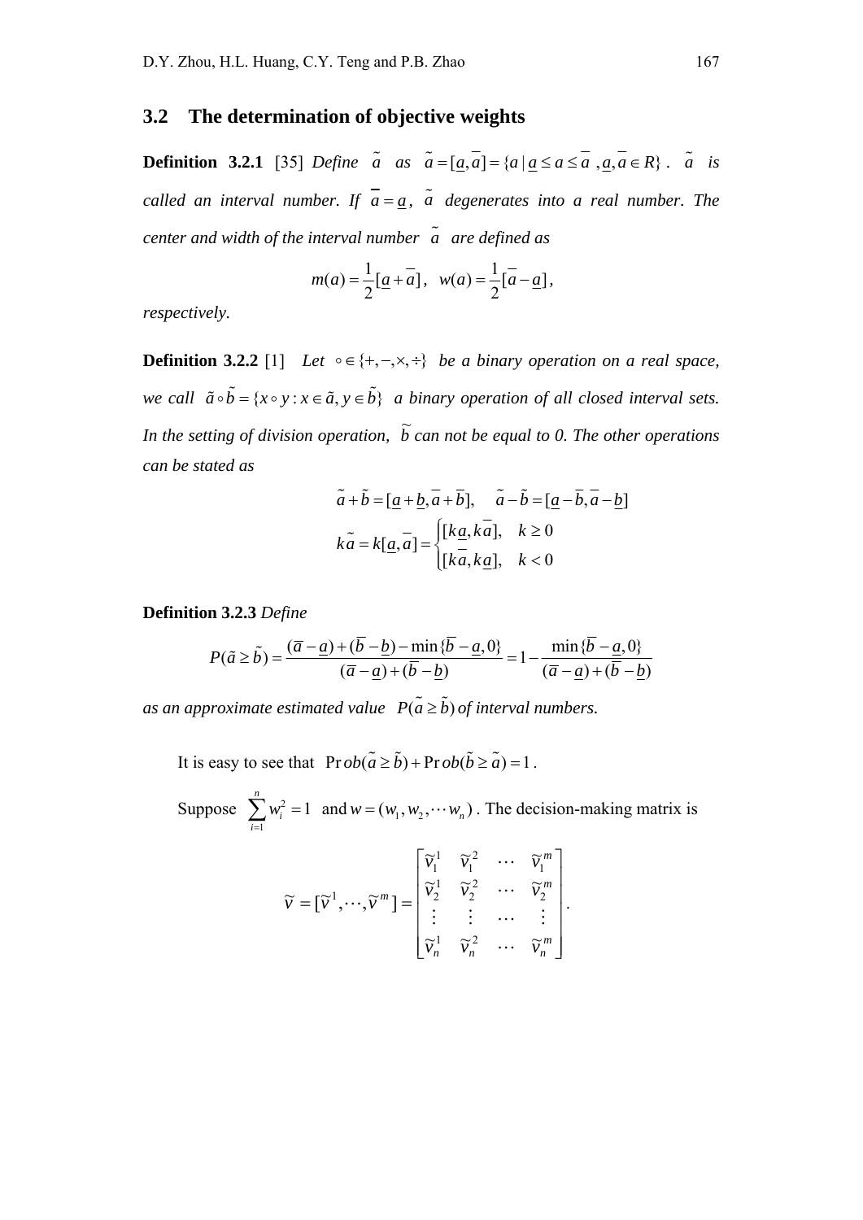## 3.2 The determination of objective weights

**Definition 3.2.1** [35] *Define* $\tilde{a}$ *as* $\tilde{a} = [\underline{a}, \overline{a}] = \{a \mid \underline{a} \le a \le \overline{a}, \underline{a}, \overline{a} \in R\}$. $\tilde{a}$ *is called an interval number. If* $\overline{a} = \underline{a}$, $\tilde{a}$ *degenerates into a real number. The center and width of the interval number* $\tilde{a}$ *are defined as*

$$m(a) = \frac{1}{2}[\underline{a} + \overline{a}], \quad w(a) = \frac{1}{2}[\overline{a} - \underline{a}],$$

*respectively.*

**Definition 3.2.2** [1] *Let* $\circ \in \{+, -, \times, \div\}$ *be a binary operation on a real space, we call* $\tilde{a} \circ \tilde{b} = \{x \circ y : x \in \tilde{a}, y \in \tilde{b}\}$ *a binary operation of all closed interval sets. In the setting of division operation,* $\tilde{b}$ *can not be equal to 0. The other operations can be stated as*

$$\tilde{a} + \tilde{b} = [\underline{a} + \underline{b}, \overline{a} + \overline{b}], \quad \tilde{a} - \tilde{b} = [\underline{a} - \overline{b}, \overline{a} - \underline{b}]$$

$$k\tilde{a} = k[\underline{a}, \overline{a}] = \begin{cases} [k\underline{a}, k\overline{a}], & k \ge 0 \\ [k\overline{a}, k\underline{a}], & k < 0 \end{cases}$$

**Definition 3.2.3** *Define*

$$P(\tilde{a} \ge \tilde{b}) = \frac{(\overline{a} - \underline{a}) + (\overline{b} - \underline{b}) - \min\{\overline{b} - \underline{a}, 0\}}{(\overline{a} - \underline{a}) + (\overline{b} - \underline{b})} = 1 - \frac{\min\{\overline{b} - \underline{a}, 0\}}{(\overline{a} - \underline{a}) + (\overline{b} - \underline{b})}$$

*as an approximate estimated value* $P(\tilde{a} \ge \tilde{b})$ *of interval numbers.*

It is easy to see that $\Pr ob(\tilde{a} \ge \tilde{b}) + \Pr ob(\tilde{b} \ge \tilde{a}) = 1$.

Suppose $\sum_{i=1}^{n} w_i^2 = 1$ and $w = (w_1, w_2, \cdots w_n)$. The decision-making matrix is

$$\tilde{v} = [\tilde{v}^1, \cdots, \tilde{v}^m] = \begin{bmatrix} \tilde{v}_1^1 & \tilde{v}_1^2 & \cdots & \tilde{v}_1^m \\ \tilde{v}_2^1 & \tilde{v}_2^2 & \cdots & \tilde{v}_2^m \\ \vdots & \vdots & \cdots & \vdots \\ \tilde{v}_n^1 & \tilde{v}_n^2 & \cdots & \tilde{v}_n^m \end{bmatrix}.$$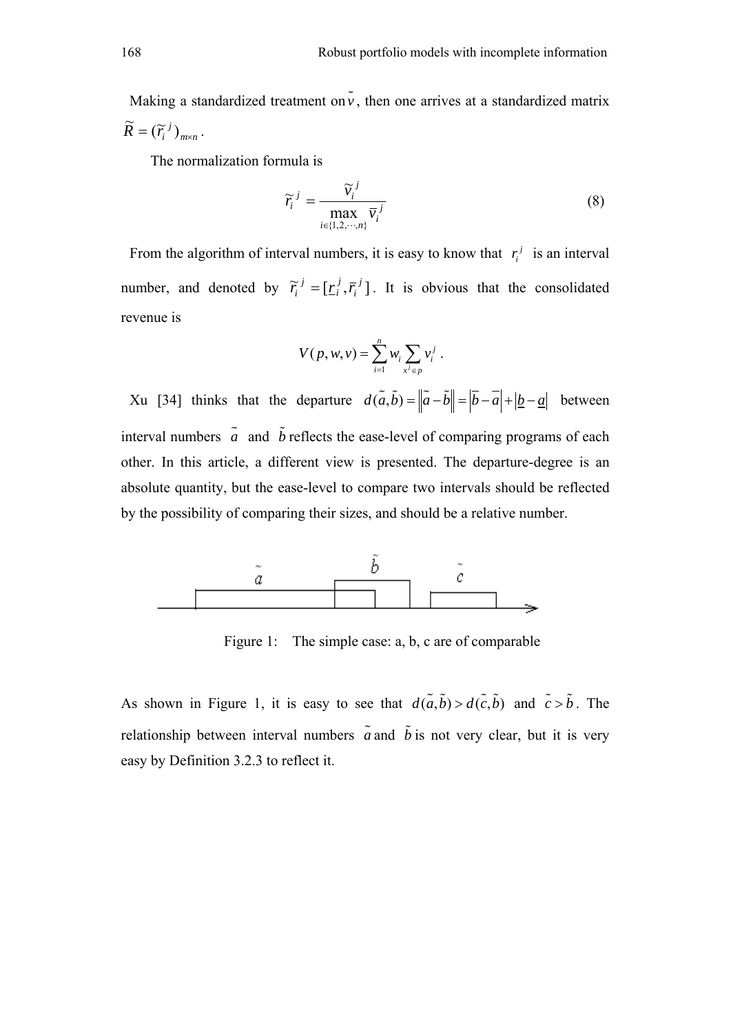Making a standardized treatment on $\tilde{v}$, then one arrives at a standardized matrix $\tilde{R} = (\tilde{r}_i^j)_{m\times n}$.

The normalization formula is

$$\tilde{r}_i^j = \frac{\tilde{v}_i^j}{\max_{i\in\{1,2,\cdots,n\}} \bar{v}_i^j} \tag{8}$$

From the algorithm of interval numbers, it is easy to know that $r_i^j$ is an interval number, and denoted by $\tilde{r}_i^j = [\underline{r}_i^j, \bar{r}_i^j]$. It is obvious that the consolidated revenue is

$$V(p,w,v) = \sum_{i=1}^{n} w_i \sum_{x^j \in p} v_i^j .$$

Xu [34] thinks that the departure $d(\tilde{a},\tilde{b}) = \left\|\tilde{a}-\tilde{b}\right\| = \left|\bar{b}-\bar{a}\right| + \left|\underline{b}-\underline{a}\right|$ between interval numbers $\tilde{a}$ and $\tilde{b}$ reflects the ease-level of comparing programs of each other. In this article, a different view is presented. The departure-degree is an absolute quantity, but the ease-level to compare two intervals should be reflected by the possibility of comparing their sizes, and should be a relative number.

Figure 1: The simple case: a, b, c are of comparable

As shown in Figure 1, it is easy to see that $d(\tilde{a},\tilde{b}) > d(\tilde{c},\tilde{b})$ and $\tilde{c} > \tilde{b}$. The relationship between interval numbers $\tilde{a}$ and $\tilde{b}$ is not very clear, but it is very easy by Definition 3.2.3 to reflect it.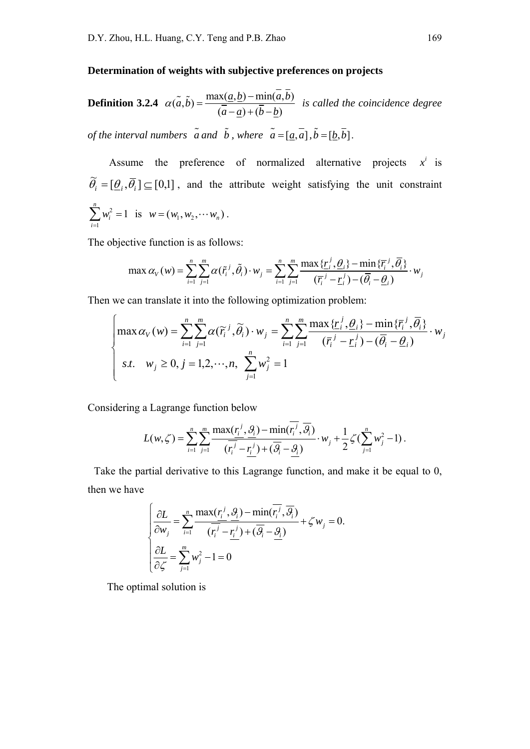**Determination of weights with subjective preferences on projects**

**Definition 3.2.4** $\alpha(\tilde{a},\tilde{b}) = \dfrac{\max(\underline{a},\underline{b}) - \min(\overline{a},\overline{b})}{(\overline{a}-\underline{a})+(\overline{b}-\underline{b})}$ *is called the coincidence degree of the interval numbers* $\tilde{a}$ *and* $\tilde{b}$ *, where* $\tilde{a} = [\underline{a},\overline{a}]$ *,* $\tilde{b} = [\underline{b},\overline{b}]$ *.*

Assume the preference of normalized alternative projects $x^i$ is $\widetilde{\theta}_i = [\underline{\theta}_i, \overline{\theta}_i] \subseteq [0,1]$, and the attribute weight satisfying the unit constraint $\sum_{i=1}^{n} w_i^2 = 1$ is $w = (w_1, w_2, \cdots w_n)$.

The objective function is as follows:

$$\max \alpha_V(w) = \sum_{i=1}^{n}\sum_{j=1}^{m} \alpha(\tilde{r}_i^{\,j}, \tilde{\theta}_i)\cdot w_j = \sum_{i=1}^{n}\sum_{j=1}^{m} \frac{\max\{\underline{r}_i^{\,j}, \underline{\theta}_i\} - \min\{\overline{r}_i^{\,j}, \overline{\theta}_i\}}{(\overline{r}_i^{\,j} - \underline{r}_i^{\,j}) - (\overline{\theta}_i - \underline{\theta}_i)}\cdot w_j$$

Then we can translate it into the following optimization problem:

$$\begin{cases} \max \alpha_V(w) = \displaystyle\sum_{i=1}^{n}\sum_{j=1}^{m} \alpha(\widetilde{r}_i^{\,j}, \widetilde{\theta}_i)\cdot w_j = \sum_{i=1}^{n}\sum_{j=1}^{m} \frac{\max\{\underline{r}_i^{\,j}, \underline{\theta}_i\} - \min\{\overline{r}_i^{\,j}, \overline{\theta}_i\}}{(\overline{r}_i^{\,j} - \underline{r}_i^{\,j}) - (\overline{\theta}_i - \underline{\theta}_i)}\cdot w_j \\ s.t. \quad w_j \geq 0,\ j = 1,2,\cdots,n,\ \displaystyle\sum_{j=1}^{n} w_j^2 = 1 \end{cases}$$

Considering a Lagrange function below

$$L(w,\zeta) = \sum_{i=1}^{n}\sum_{j=1}^{m} \frac{\max(\underline{r}_i^{\,j}, \underline{\vartheta}_i) - \min(\overline{r}_i^{\,j}, \overline{\vartheta}_i)}{(\overline{r}_i^{\,j} - \underline{r}_i^{\,j}) + (\overline{\vartheta}_i - \underline{\vartheta}_i)}\cdot w_j + \frac{1}{2}\zeta\Big(\sum_{j=1}^{n} w_j^2 - 1\Big).$$

Take the partial derivative to this Lagrange function, and make it be equal to 0, then we have

$$\begin{cases} \dfrac{\partial L}{\partial w_j} = \displaystyle\sum_{i=1}^{n} \frac{\max(\underline{r}_i^{\,j}, \underline{\vartheta}_i) - \min(\overline{r}_i^{\,j}, \overline{\vartheta}_i)}{(\overline{r}_i^{\,j} - \underline{r}_i^{\,j}) + (\overline{\vartheta}_i - \underline{\vartheta}_i)} + \zeta w_j = 0. \\ \dfrac{\partial L}{\partial \zeta} = \displaystyle\sum_{j=1}^{m} w_j^2 - 1 = 0 \end{cases}$$

The optimal solution is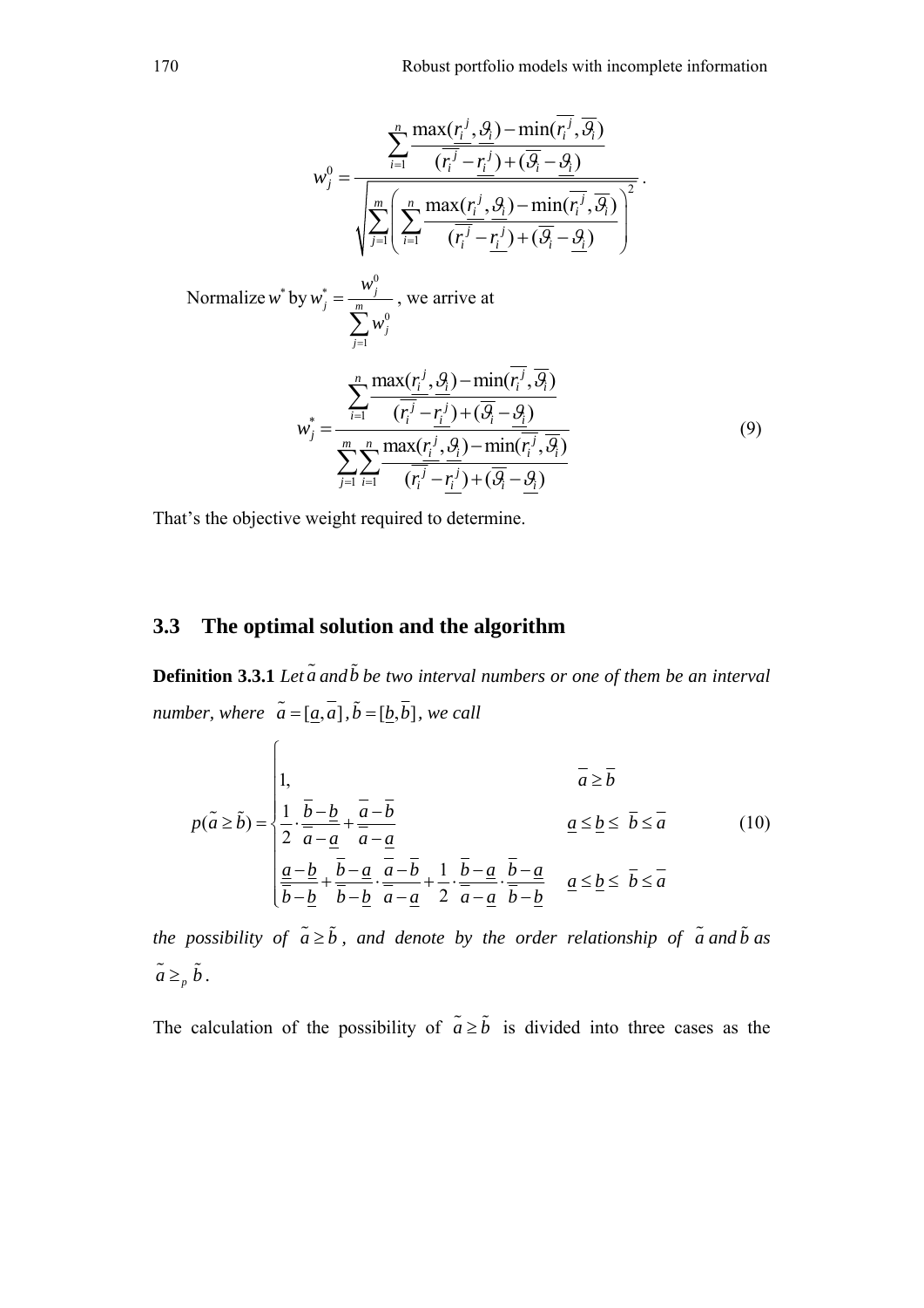$$w_j^0 = \frac{\sum_{i=1}^{n} \frac{\max(\underline{r_i^j}, \underline{\vartheta_i}) - \min(\overline{r_i^j}, \overline{\vartheta_i})}{(\overline{r_i^j} - \underline{r_i^j}) + (\overline{\vartheta_i} - \underline{\vartheta_i})}}{\sqrt{\sum_{j=1}^{m} \left( \sum_{i=1}^{n} \frac{\max(\underline{r_i^j}, \underline{\vartheta_i}) - \min(\overline{r_i^j}, \overline{\vartheta_i})}{(\overline{r_i^j} - \underline{r_i^j}) + (\overline{\vartheta_i} - \underline{\vartheta_i})} \right)^2}}.$$

Normalize $w^*$ by $w_j^* = \frac{w_j^0}{\sum_{j=1}^{m} w_j^0}$, we arrive at

$$w_j^* = \frac{\sum_{i=1}^{n} \frac{\max(\underline{r_i^j}, \underline{\vartheta_i}) - \min(\overline{r_i^j}, \overline{\vartheta_i})}{(\overline{r_i^j} - \underline{r_i^j}) + (\overline{\vartheta_i} - \underline{\vartheta_i})}}{\sum_{j=1}^{m} \sum_{i=1}^{n} \frac{\max(\underline{r_i^j}, \underline{\vartheta_i}) - \min(\overline{r_i^j}, \overline{\vartheta_i})}{(\overline{r_i^j} - \underline{r_i^j}) + (\overline{\vartheta_i} - \underline{\vartheta_i})}} \tag{9}$$

That's the objective weight required to determine.

## 3.3 The optimal solution and the algorithm

**Definition 3.3.1** *Let $\tilde{a}$ and $\tilde{b}$ be two interval numbers or one of them be an interval number, where $\tilde{a} = [\underline{a}, \overline{a}]$, $\tilde{b} = [\underline{b}, \overline{b}]$, we call*

$$p(\tilde{a} \geq \tilde{b}) = \begin{cases} 1, & \underline{a} \geq \overline{b} \\ \frac{1}{2} \cdot \frac{\overline{b} - \underline{b}}{\overline{a} - \underline{a}} + \frac{\overline{a} - \overline{b}}{\overline{a} - \underline{a}} & \underline{a} \leq \underline{b} \leq \ \overline{b} \leq \overline{a} \\ \frac{\underline{a} - \underline{b}}{\overline{b} - \underline{b}} + \frac{\overline{b} - \underline{a}}{\overline{b} - \underline{b}} \cdot \frac{\overline{a} - \overline{b}}{\overline{a} - \underline{a}} + \frac{1}{2} \cdot \frac{\overline{b} - \underline{a}}{\overline{a} - \underline{a}} \cdot \frac{\overline{b} - \underline{a}}{\overline{b} - \underline{b}} & \underline{a} \leq \underline{b} \leq \ \overline{b} \leq \overline{a} \end{cases} \tag{10}$$

*the possibility of $\tilde{a} \geq \tilde{b}$, and denote by the order relationship of $\tilde{a}$ and $\tilde{b}$ as $\tilde{a} \geq_p \tilde{b}$.*

The calculation of the possibility of $\tilde{a} \geq \tilde{b}$ is divided into three cases as the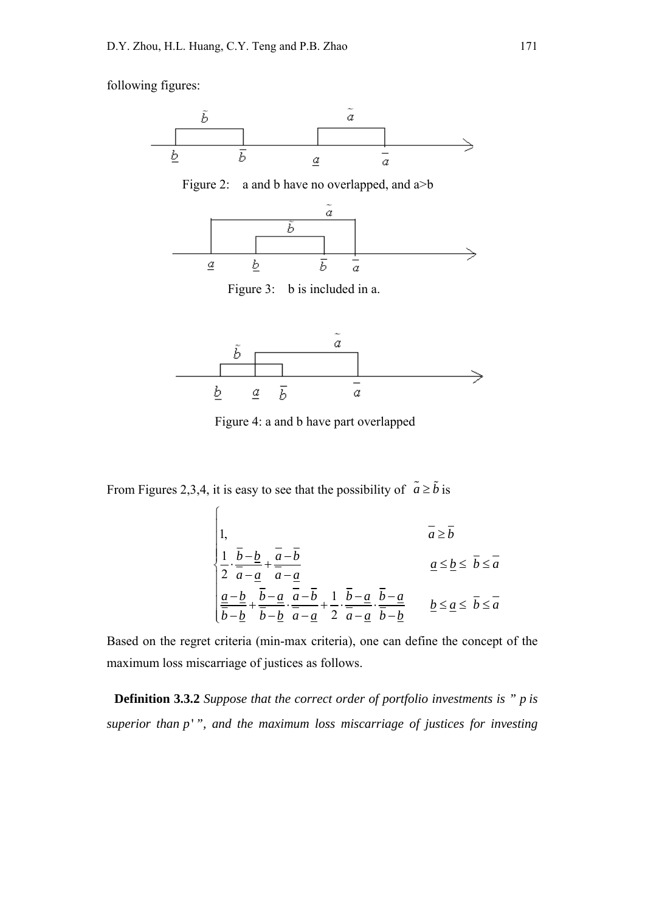following figures:

Figure 2: a and b have no overlapped, and a>b

Figure 3: b is included in a.

Figure 4: a and b have part overlapped

From Figures 2,3,4, it is easy to see that the possibility of $\tilde{a} \geq \tilde{b}$ is

$$
\begin{cases}
1, & \overline{a} \geq \overline{b} \\
\dfrac{1}{2} \cdot \dfrac{\overline{b}-\underline{b}}{\overline{a}-\underline{a}} + \dfrac{\overline{a}-\overline{b}}{\overline{a}-\underline{a}} & \underline{a} \leq \underline{b} \leq \overline{b} \leq \overline{a} \\
\dfrac{\underline{a}-\underline{b}}{\overline{b}-\underline{b}} + \dfrac{\overline{b}-\underline{a}}{\overline{b}-\underline{b}} \cdot \dfrac{\overline{a}-\overline{b}}{\overline{a}-\underline{a}} + \dfrac{1}{2} \cdot \dfrac{\overline{b}-\underline{a}}{\overline{a}-\underline{a}} \cdot \dfrac{\overline{b}-\underline{a}}{\overline{b}-\underline{b}} & \underline{b} \leq \underline{a} \leq \overline{b} \leq \overline{a}
\end{cases}
$$

Based on the regret criteria (min-max criteria), one can define the concept of the maximum loss miscarriage of justices as follows.

**Definition 3.3.2** *Suppose that the correct order of portfolio investments is " $p$ is superior than $p'$ ", and the maximum loss miscarriage of justices for investing*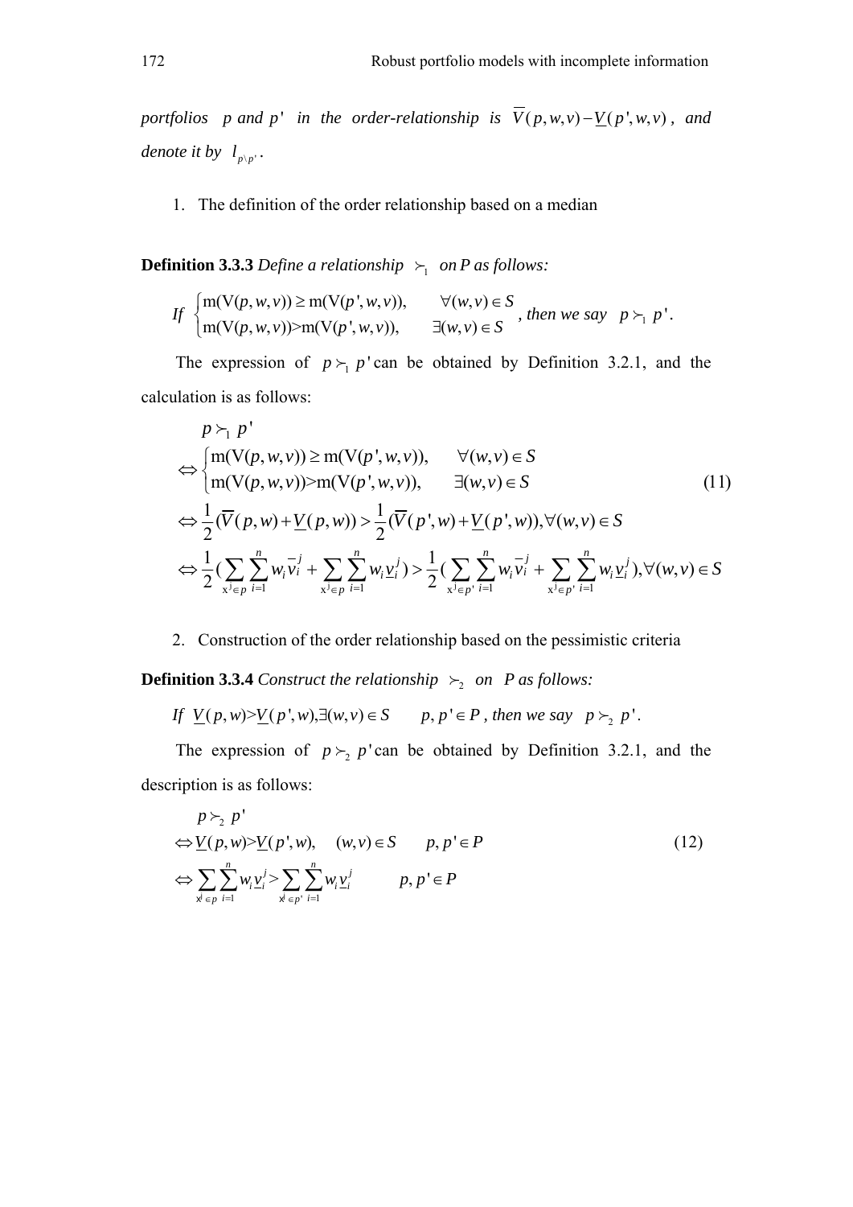*portfolios* $p$ *and* $p'$ *in the order-relationship is* $\overline{V}(p,w,v)-\underline{V}(p',w,v)$ *, and denote it by* $l_{p\backslash p'}$ *.*

1. The definition of the order relationship based on a median

**Definition 3.3.3** *Define a relationship* $\succ_1$ *on P as follows:*

*If* $\begin{cases} \mathrm{m}(\mathrm{V}(p,w,v)) \geq \mathrm{m}(\mathrm{V}(p',w,v)), & \forall (w,v)\in S \\ \mathrm{m}(\mathrm{V}(p,w,v)) > \mathrm{m}(\mathrm{V}(p',w,v)), & \exists (w,v)\in S \end{cases}$ *, then we say* $p \succ_1 p'$.

The expression of $p \succ_1 p'$ can be obtained by Definition 3.2.1, and the calculation is as follows:

$$
\begin{aligned}
& p \succ_1 p' \\
\Leftrightarrow & \begin{cases} \mathrm{m}(\mathrm{V}(p,w,v)) \geq \mathrm{m}(\mathrm{V}(p',w,v)), & \forall (w,v)\in S \\ \mathrm{m}(\mathrm{V}(p,w,v)) > \mathrm{m}(\mathrm{V}(p',w,v)), & \exists (w,v)\in S \end{cases} \\
\Leftrightarrow & \frac{1}{2}(\overline{V}(p,w)+\underline{V}(p,w)) > \frac{1}{2}(\overline{V}(p',w)+\underline{V}(p',w)), \forall (w,v)\in S \\
\Leftrightarrow & \frac{1}{2}(\sum_{\mathrm{x}^j\in p}\sum_{i=1}^{n} w_i \overline{v}_i^j + \sum_{\mathrm{x}^j\in p}\sum_{i=1}^{n} w_i \underline{v}_i^j) > \frac{1}{2}(\sum_{\mathrm{x}^j\in p'}\sum_{i=1}^{n} w_i \overline{v}_i^j + \sum_{\mathrm{x}^j\in p'}\sum_{i=1}^{n} w_i \underline{v}_i^j), \forall (w,v)\in S
\end{aligned} \tag{11}
$$

2. Construction of the order relationship based on the pessimistic criteria

**Definition 3.3.4** *Construct the relationship* $\succ_2$ *on* $P$ *as follows:*

*If* $\underline{V}(p,w) > \underline{V}(p',w), \exists (w,v)\in S \quad p,p'\in P$ *, then we say* $p \succ_2 p'$.

The expression of $p \succ_2 p'$ can be obtained by Definition 3.2.1, and the description is as follows:

$$
\begin{aligned}
& p \succ_2 p' \\
\Leftrightarrow & \underline{V}(p,w) > \underline{V}(p',w), \quad (w,v)\in S \qquad p,p'\in P \\
\Leftrightarrow & \sum_{\mathrm{x}^j\in p}\sum_{i=1}^{n} w_i \underline{v}_i^j > \sum_{\mathrm{x}^j\in p'}\sum_{i=1}^{n} w_i \underline{v}_i^j \qquad p,p'\in P
\end{aligned} \tag{12}
$$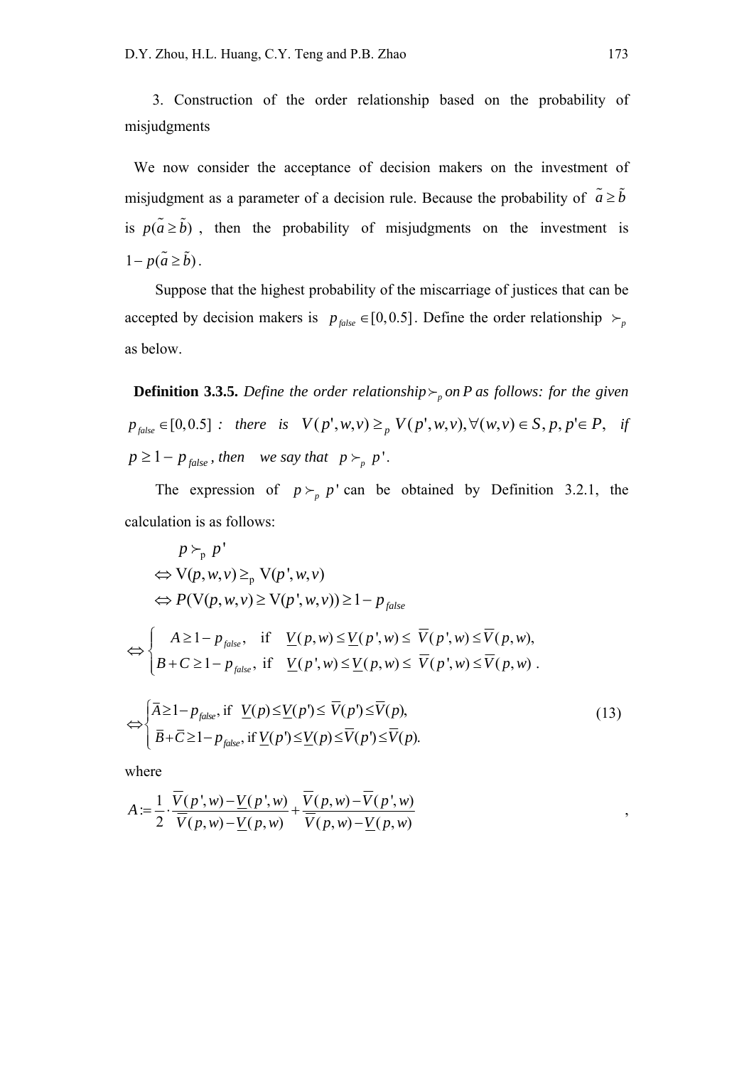3. Construction of the order relationship based on the probability of misjudgments

We now consider the acceptance of decision makers on the investment of misjudgment as a parameter of a decision rule. Because the probability of $\tilde{a} \geq \tilde{b}$ is $p(\tilde{a} \geq \tilde{b})$, then the probability of misjudgments on the investment is $1 - p(\tilde{a} \geq \tilde{b})$.

Suppose that the highest probability of the miscarriage of justices that can be accepted by decision makers is $p_{false} \in [0, 0.5]$. Define the order relationship $\succ_p$ as below.

**Definition 3.3.5.** *Define the order relationship* $\succ_p$ *on* $P$ *as follows: for the given* $p_{false} \in [0, 0.5]$ *: there is* $V(p', w, v) \geq_p V(p', w, v), \forall (w, v) \in S, p, p' \in P,$ *if* $p \geq 1 - p_{false}$*, then we say that* $p \succ_p p'$.

The expression of $p \succ_p p'$ can be obtained by Definition 3.2.1, the calculation is as follows:

$$
\begin{aligned}
& p \succ_{\mathrm{p}} p' \\
\Leftrightarrow\ & \mathrm{V}(p, w, v) \geq_{\mathrm{p}} \mathrm{V}(p', w, v) \\
\Leftrightarrow\ & P(\mathrm{V}(p, w, v) \geq \mathrm{V}(p', w, v)) \geq 1 - p_{false}
\end{aligned}
$$

$$
\Leftrightarrow \begin{cases} A \geq 1 - p_{false}, & \text{if} \quad \underline{V}(p, w) \leq \underline{V}(p', w) \leq \overline{V}(p', w) \leq \overline{V}(p, w), \\ B + C \geq 1 - p_{false}, & \text{if} \quad \underline{V}(p', w) \leq \underline{V}(p, w) \leq \overline{V}(p', w) \leq \overline{V}(p, w) \ . \end{cases}
$$

$$
\Leftrightarrow \begin{cases} \overline{A} \geq 1 - p_{false}, \text{if} \ \underline{V}(p) \leq \underline{V}(p') \leq \overline{V}(p') \leq \overline{V}(p), \\ \overline{B} + \overline{C} \geq 1 - p_{false}, \text{if} \ \underline{V}(p') \leq \underline{V}(p) \leq \overline{V}(p') \leq \overline{V}(p). \end{cases} \tag{13}
$$

where

$$
A := \frac{1}{2} \cdot \frac{\overline{V}(p', w) - \underline{V}(p', w)}{\overline{V}(p, w) - \underline{V}(p, w)} + \frac{\overline{V}(p, w) - \overline{V}(p', w)}{\overline{V}(p, w) - \underline{V}(p, w)} ,
$$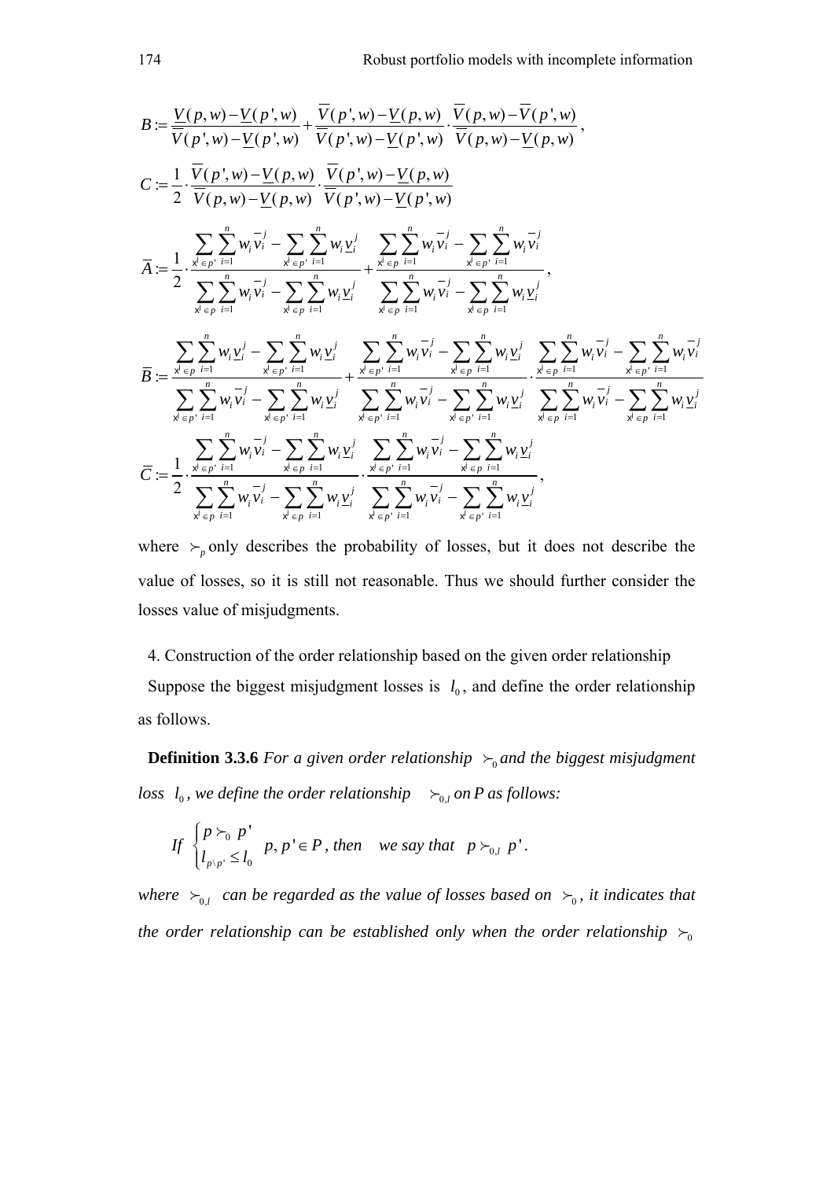$$B := \frac{\underline{V}(p,w)-\underline{V}(p',w)}{\overline{V}(p',w)-\underline{V}(p',w)} + \frac{\overline{V}(p',w)-\underline{V}(p,w)}{\overline{V}(p',w)-\underline{V}(p',w)} \cdot \frac{\overline{V}(p,w)-\overline{V}(p',w)}{\overline{V}(p,w)-\underline{V}(p,w)},$$

$$C := \frac{1}{2} \cdot \frac{\overline{V}(p',w)-\underline{V}(p,w)}{\overline{V}(p,w)-\underline{V}(p,w)} \cdot \frac{\overline{V}(p',w)-\underline{V}(p,w)}{\overline{V}(p',w)-\underline{V}(p',w)}$$

$$\overline{A} := \frac{1}{2} \cdot \frac{\sum_{x^j \in p'} \sum_{i=1}^{n} w_i \overline{v}_i^j - \sum_{x^j \in p'} \sum_{i=1}^{n} w_i \underline{v}_i^j}{\sum_{x^j \in p} \sum_{i=1}^{n} w_i \overline{v}_i^j - \sum_{x^j \in p} \sum_{i=1}^{n} w_i \underline{v}_i^j} + \frac{\sum_{x^j \in p} \sum_{i=1}^{n} w_i \overline{v}_i^j - \sum_{x^j \in p'} \sum_{i=1}^{n} w_i \overline{v}_i^j}{\sum_{x^j \in p} \sum_{i=1}^{n} w_i \overline{v}_i^j - \sum_{x^j \in p} \sum_{i=1}^{n} w_i \underline{v}_i^j},$$

$$\overline{B} := \frac{\sum_{x^j \in p} \sum_{i=1}^{n} w_i \underline{v}_i^j - \sum_{x^j \in p'} \sum_{i=1}^{n} w_i \underline{v}_i^j}{\sum_{x^j \in p'} \sum_{i=1}^{n} w_i \overline{v}_i^j - \sum_{x^j \in p'} \sum_{i=1}^{n} w_i \underline{v}_i^j} + \frac{\sum_{x^j \in p'} \sum_{i=1}^{n} w_i \overline{v}_i^j - \sum_{x^j \in p} \sum_{i=1}^{n} w_i \underline{v}_i^j}{\sum_{x^j \in p'} \sum_{i=1}^{n} w_i \overline{v}_i^j - \sum_{x^j \in p'} \sum_{i=1}^{n} w_i \underline{v}_i^j} \cdot \frac{\sum_{x^j \in p} \sum_{i=1}^{n} w_i \overline{v}_i^j - \sum_{x^j \in p'} \sum_{i=1}^{n} w_i \overline{v}_i^j}{\sum_{x^j \in p} \sum_{i=1}^{n} w_i \overline{v}_i^j - \sum_{x^j \in p} \sum_{i=1}^{n} w_i \underline{v}_i^j}$$

$$\overline{C} := \frac{1}{2} \cdot \frac{\sum_{x^j \in p'} \sum_{i=1}^{n} w_i \overline{v}_i^j - \sum_{x^j \in p} \sum_{i=1}^{n} w_i \underline{v}_i^j}{\sum_{x^j \in p} \sum_{i=1}^{n} w_i \overline{v}_i^j - \sum_{x^j \in p} \sum_{i=1}^{n} w_i \underline{v}_i^j} \cdot \frac{\sum_{x^j \in p'} \sum_{i=1}^{n} w_i \overline{v}_i^j - \sum_{x^j \in p} \sum_{i=1}^{n} w_i \underline{v}_i^j}{\sum_{x^j \in p'} \sum_{i=1}^{n} w_i \overline{v}_i^j - \sum_{x^j \in p'} \sum_{i=1}^{n} w_i \underline{v}_i^j},$$

where $\succ_p$ only describes the probability of losses, but it does not describe the value of losses, so it is still not reasonable. Thus we should further consider the losses value of misjudgments.

4. Construction of the order relationship based on the given order relationship

Suppose the biggest misjudgment losses is $l_0$, and define the order relationship as follows.

**Definition 3.3.6** *For a given order relationship $\succ_0$ and the biggest misjudgment loss $l_0$, we define the order relationship $\succ_{0,l}$ on P as follows:*

*If* $\begin{cases} p \succ_0 p' \\ l_{p \setminus p'} \le l_0 \end{cases}$ $p, p' \in P$, *then we say that* $p \succ_{0,l} p'$.

*where $\succ_{0,l}$ can be regarded as the value of losses based on $\succ_0$, it indicates that the order relationship can be established only when the order relationship $\succ_0$*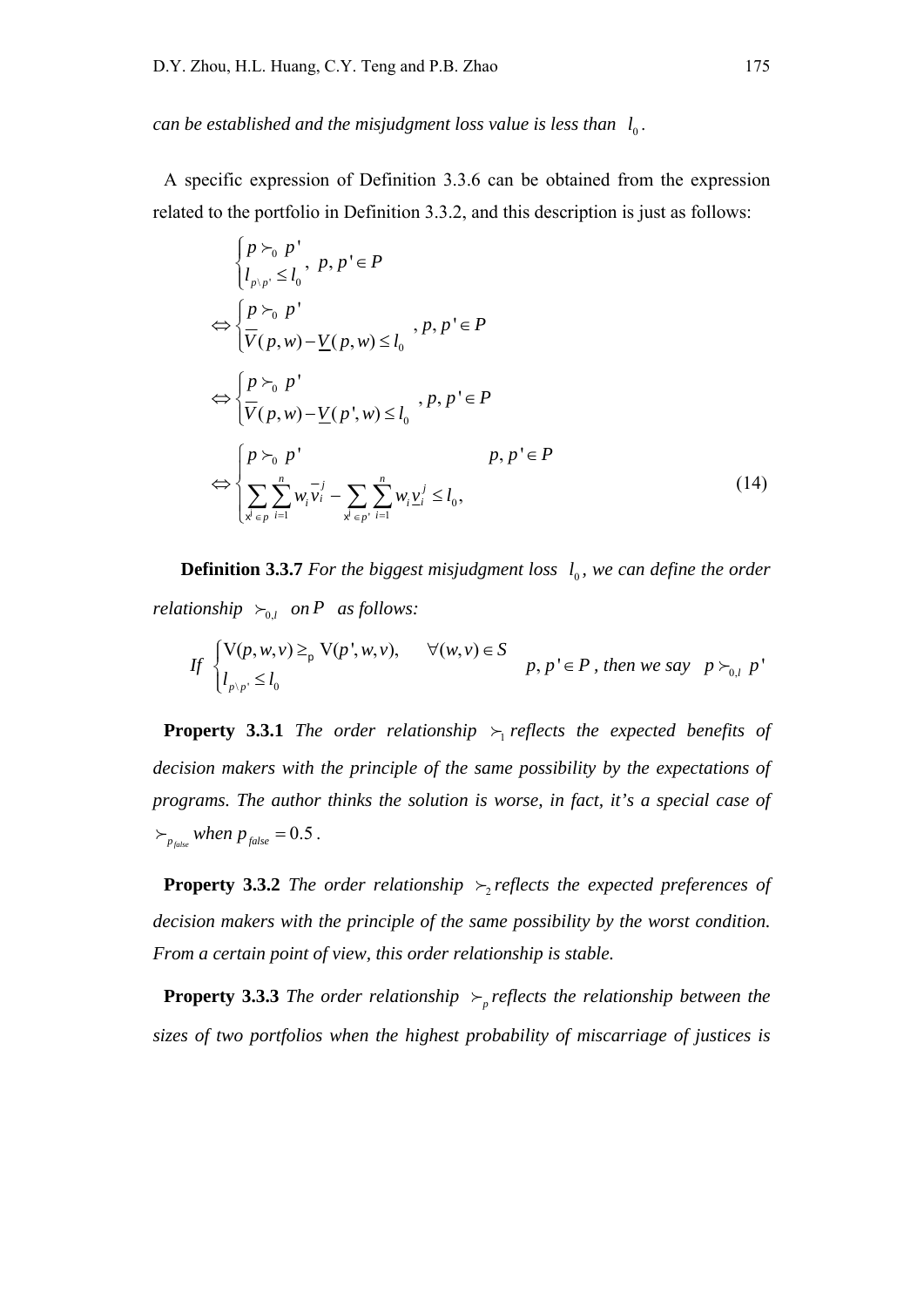*can be established and the misjudgment loss value is less than* $l_0$.

A specific expression of Definition 3.3.6 can be obtained from the expression related to the portfolio in Definition 3.3.2, and this description is just as follows:

$$
\begin{aligned}
&\begin{cases} p \succ_0 p' \\ l_{p \setminus p'} \le l_0 \end{cases}, \ p, p' \in P \\
\Leftrightarrow &\begin{cases} p \succ_0 p' \\ \overline{V}(p,w) - \underline{V}(p,w) \le l_0 \end{cases}, p, p' \in P \\
\Leftrightarrow &\begin{cases} p \succ_0 p' \\ \overline{V}(p,w) - \underline{V}(p',w) \le l_0 \end{cases}, p, p' \in P \\
\Leftrightarrow &\begin{cases} p \succ_0 p' & p, p' \in P \\ \sum_{x^j \in p} \sum_{i=1}^{n} w_i \overline{v}_i^j - \sum_{x^j \in p'} \sum_{i=1}^{n} w_i \underline{v}_i^j \le l_0, & \end{cases}
\end{aligned} \tag{14}
$$

**Definition 3.3.7** *For the biggest misjudgment loss* $l_0$*, we can define the order relationship* $\succ_{0,l}$ *on* $P$ *as follows:*

*If* $\begin{cases} \mathrm{V}(p,w,v) \ge_{\mathrm{p}} \mathrm{V}(p',w,v), & \forall (w,v) \in S \\ l_{p \setminus p'} \le l_0 \end{cases}$ $p, p' \in P$*, then we say* $p \succ_{0,l} p'$

**Property 3.3.1** *The order relationship* $\succ_1$ *reflects the expected benefits of decision makers with the principle of the same possibility by the expectations of programs. The author thinks the solution is worse, in fact, it's a special case of* $\succ_{p_{false}}$ *when* $p_{false} = 0.5$.

**Property 3.3.2** *The order relationship* $\succ_2$ *reflects the expected preferences of decision makers with the principle of the same possibility by the worst condition. From a certain point of view, this order relationship is stable.*

**Property 3.3.3** *The order relationship* $\succ_p$ *reflects the relationship between the sizes of two portfolios when the highest probability of miscarriage of justices is*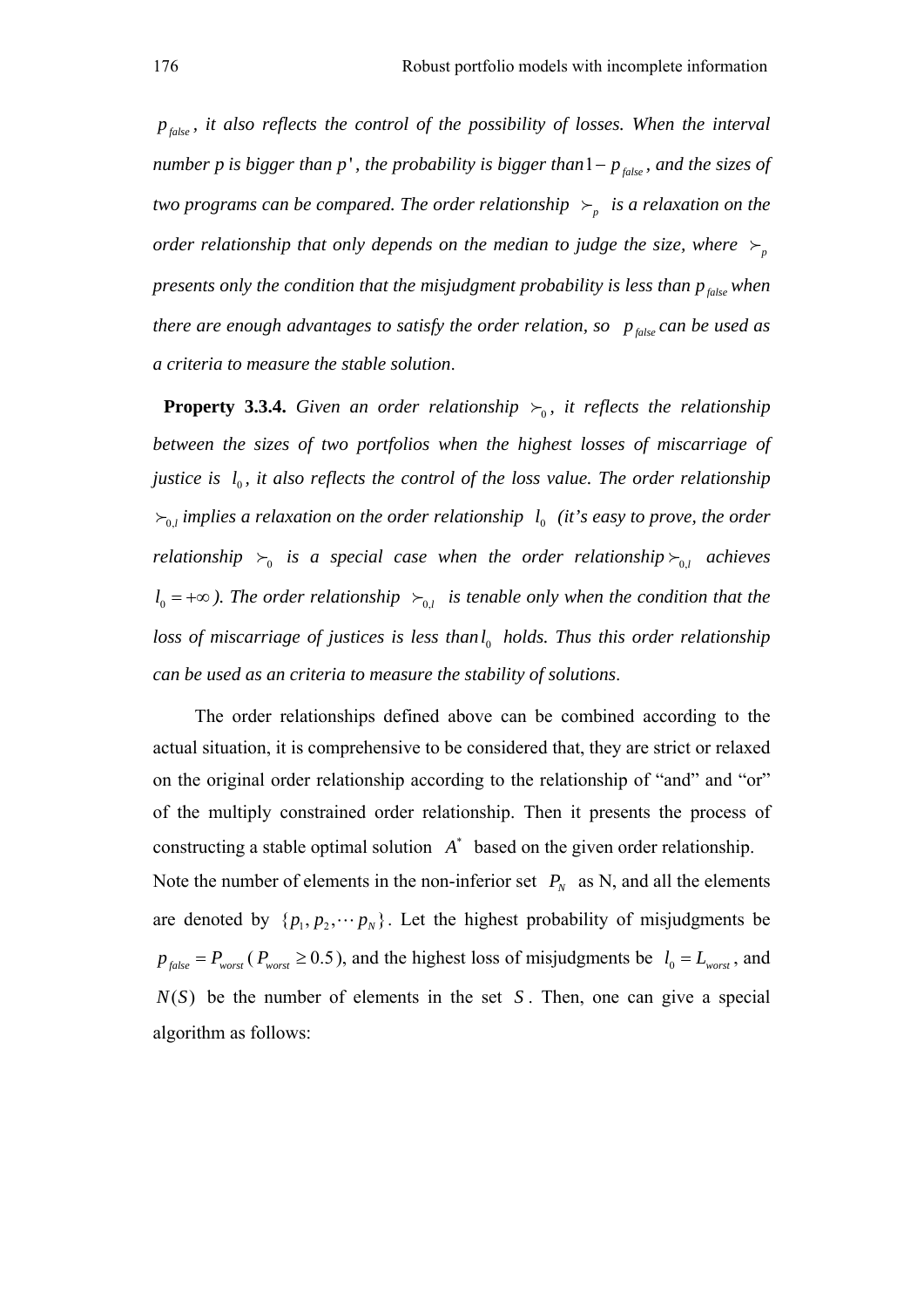*$p_{false}$, it also reflects the control of the possibility of losses. When the interval number p is bigger than p', the probability is bigger than $1-p_{false}$, and the sizes of two programs can be compared. The order relationship $\succ_p$ is a relaxation on the order relationship that only depends on the median to judge the size, where $\succ_p$ presents only the condition that the misjudgment probability is less than $p_{false}$ when there are enough advantages to satisfy the order relation, so $p_{false}$ can be used as a criteria to measure the stable solution*.

**Property 3.3.4.** *Given an order relationship $\succ_0$, it reflects the relationship between the sizes of two portfolios when the highest losses of miscarriage of justice is $l_0$, it also reflects the control of the loss value. The order relationship $\succ_{0,l}$ implies a relaxation on the order relationship $l_0$ (it's easy to prove, the order relationship $\succ_0$ is a special case when the order relationship $\succ_{0,l}$ achieves $l_0 = +\infty$). The order relationship $\succ_{0,l}$ is tenable only when the condition that the loss of miscarriage of justices is less than $l_0$ holds. Thus this order relationship can be used as an criteria to measure the stability of solutions*.

The order relationships defined above can be combined according to the actual situation, it is comprehensive to be considered that, they are strict or relaxed on the original order relationship according to the relationship of "and" and "or" of the multiply constrained order relationship. Then it presents the process of constructing a stable optimal solution $A^*$ based on the given order relationship.

Note the number of elements in the non-inferior set $P_N$ as N, and all the elements are denoted by $\{p_1, p_2, \cdots p_N\}$. Let the highest probability of misjudgments be $p_{false} = P_{worst}$ ($P_{worst} \geq 0.5$), and the highest loss of misjudgments be $l_0 = L_{worst}$, and $N(S)$ be the number of elements in the set $S$. Then, one can give a special algorithm as follows: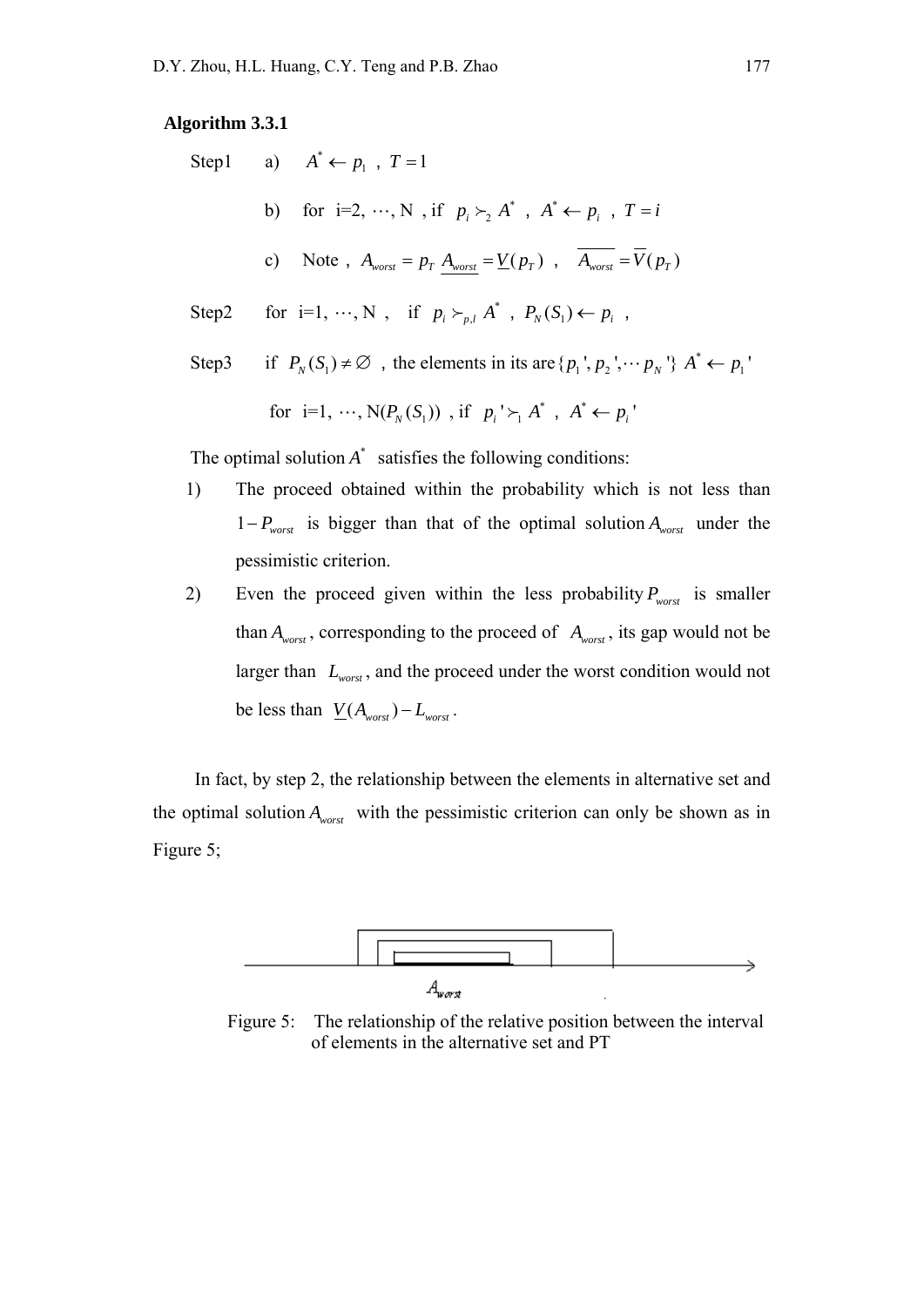**Algorithm 3.3.1**

Step1 a) $A^* \leftarrow p_1$ , $T = 1$

b) for i=2, $\cdots$, N , if $p_i \succ_2 A^*$ , $A^* \leftarrow p_i$ , $T = i$

c) Note , $A_{worst} = p_T$ $\underline{A_{worst}} = \underline{V}(p_T)$ , $\overline{A_{worst}} = \overline{V}(p_T)$

Step2 for i=1, $\cdots$, N , if $p_i \succ_{p,l} A^*$ , $P_N(S_1) \leftarrow p_i$ ,

Step3 if $P_N(S_1) \neq \varnothing$ , the elements in its are $\{p_1', p_2', \cdots p_N'\}$ $A^* \leftarrow p_1'$

for i=1, $\cdots$, N($P_N(S_1)$) , if $p_i' \succ_1 A^*$ , $A^* \leftarrow p_i'$

The optimal solution $A^*$ satisfies the following conditions:

1) The proceed obtained within the probability which is not less than $1 - P_{worst}$ is bigger than that of the optimal solution $A_{worst}$ under the pessimistic criterion.
2) Even the proceed given within the less probability $P_{worst}$ is smaller than $A_{worst}$, corresponding to the proceed of $A_{worst}$, its gap would not be larger than $L_{worst}$, and the proceed under the worst condition would not be less than $\underline{V}(A_{worst}) - L_{worst}$.

In fact, by step 2, the relationship between the elements in alternative set and the optimal solution $A_{worst}$ with the pessimistic criterion can only be shown as in Figure 5;

$A_{worst}$

Figure 5: The relationship of the relative position between the interval of elements in the alternative set and PT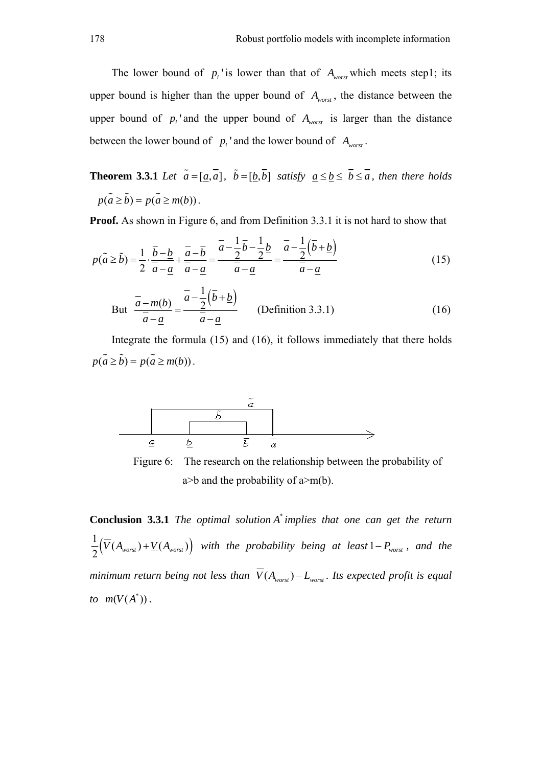The lower bound of $p_i'$ is lower than that of $A_{worst}$ which meets step1; its upper bound is higher than the upper bound of $A_{worst}$, the distance between the upper bound of $p_i'$ and the upper bound of $A_{worst}$ is larger than the distance between the lower bound of $p_i'$ and the lower bound of $A_{worst}$.

**Theorem 3.3.1** *Let* $\tilde{a} = [\underline{a}, \overline{a}]$, $\tilde{b} = [\underline{b}, \overline{b}]$ *satisfy* $\underline{a} \le \underline{b} \le \overline{b} \le \overline{a}$, *then there holds* $p(\tilde{a} \ge \tilde{b}) = p(\tilde{a} \ge m(b))$.

**Proof.** As shown in Figure 6, and from Definition 3.3.1 it is not hard to show that

$$p(\tilde{a} \ge \tilde{b}) = \frac{1}{2} \cdot \frac{\overline{b} - \underline{b}}{\overline{a} - \underline{a}} + \frac{\overline{a} - \overline{b}}{\overline{a} - \underline{a}} = \frac{\overline{a} - \frac{1}{2}\overline{b} - \frac{1}{2}\underline{b}}{\overline{a} - \underline{a}} = \frac{\overline{a} - \frac{1}{2}\left(\overline{b} + \underline{b}\right)}{\overline{a} - \underline{a}} \tag{15}$$

But $\dfrac{\overline{a} - m(b)}{\overline{a} - \underline{a}} = \dfrac{\overline{a} - \frac{1}{2}\left(\overline{b} + \underline{b}\right)}{\overline{a} - \underline{a}}$ (Definition 3.3.1) (16)

Integrate the formula (15) and (16), it follows immediately that there holds $p(\tilde{a} \ge \tilde{b}) = p(\tilde{a} \ge m(b))$.

Figure 6: The research on the relationship between the probability of a>b and the probability of a>m(b).

**Conclusion 3.3.1** *The optimal solution* $A^*$ *implies that one can get the return* $\frac{1}{2}\left(\overline{V}(A_{worst}) + \underline{V}(A_{worst})\right)$ *with the probability being at least* $1 - P_{worst}$, *and the minimum return being not less than* $\overline{V}(A_{worst}) - L_{worst}$. *Its expected profit is equal to* $m(V(A^*))$.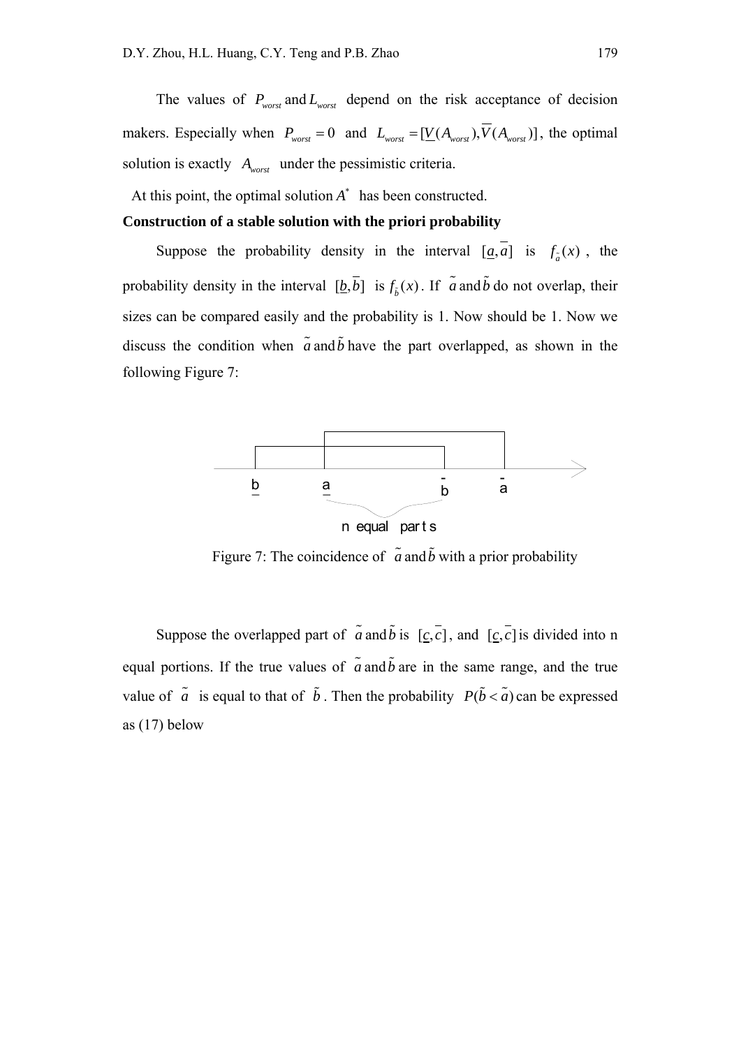The values of $P_{worst}$ and $L_{worst}$ depend on the risk acceptance of decision makers. Especially when $P_{worst} = 0$ and $L_{worst} = [\underline{V}(A_{worst}), \overline{V}(A_{worst})]$, the optimal solution is exactly $A_{worst}$ under the pessimistic criteria.

At this point, the optimal solution $A^*$ has been constructed.

**Construction of a stable solution with the priori probability**

Suppose the probability density in the interval $[\underline{a}, \overline{a}]$ is $f_{\tilde{a}}(x)$, the probability density in the interval $[\underline{b}, \overline{b}]$ is $f_{\tilde{b}}(x)$. If $\tilde{a}$ and $\tilde{b}$ do not overlap, their sizes can be compared easily and the probability is 1. Now should be 1. Now we discuss the condition when $\tilde{a}$ and $\tilde{b}$ have the part overlapped, as shown in the following Figure 7:

Figure 7: The coincidence of $\tilde{a}$ and $\tilde{b}$ with a prior probability

Suppose the overlapped part of $\tilde{a}$ and $\tilde{b}$ is $[\underline{c}, \overline{c}]$, and $[\underline{c}, \overline{c}]$ is divided into n equal portions. If the true values of $\tilde{a}$ and $\tilde{b}$ are in the same range, and the true value of $\tilde{a}$ is equal to that of $\tilde{b}$. Then the probability $P(\tilde{b} < \tilde{a})$ can be expressed as (17) below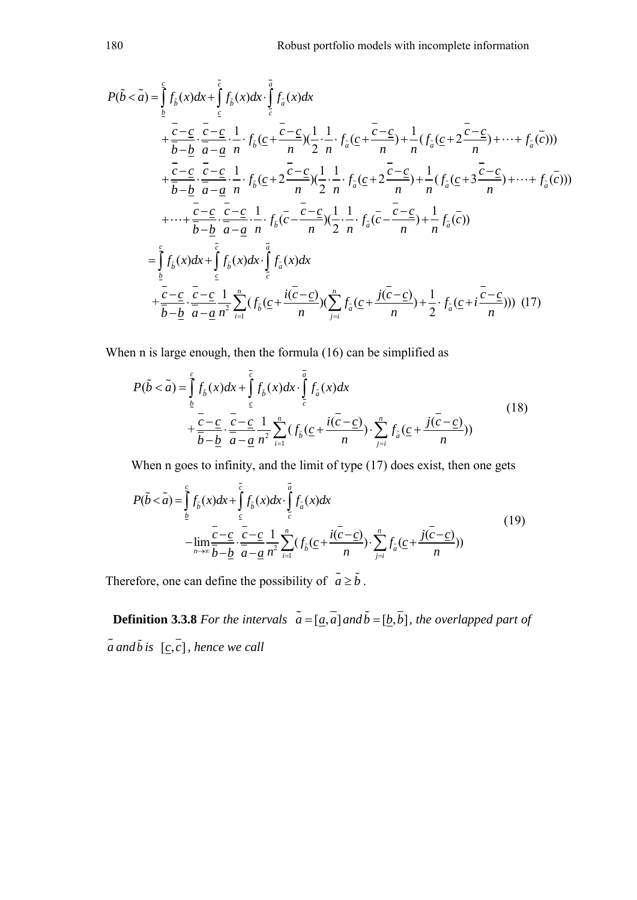$$
\begin{aligned}
P(\tilde{b} < \tilde{a}) &= \int_{\underline{b}}^{\underline{c}} f_{\tilde{b}}(x)dx + \int_{\underline{c}}^{\overline{c}} f_{\tilde{b}}(x)dx \cdot \int_{\overline{c}}^{\overline{a}} f_{\tilde{a}}(x)dx \\
&\quad + \frac{\overline{c}-\underline{c}}{\overline{b}-\underline{b}} \cdot \frac{\overline{c}-\underline{c}}{\overline{a}-\underline{a}} \cdot \frac{1}{n} \cdot f_{\tilde{b}}(\underline{c}+\frac{\overline{c}-\underline{c}}{n})(\frac{1}{2}\cdot\frac{1}{n}\cdot f_{\tilde{a}}(\underline{c}+\frac{\overline{c}-\underline{c}}{n}) + \frac{1}{n}(f_{\tilde{a}}(\underline{c}+2\frac{\overline{c}-\underline{c}}{n}) + \cdots + f_{\tilde{a}}(\overline{c}))) \\
&\quad + \frac{\overline{c}-\underline{c}}{\overline{b}-\underline{b}} \cdot \frac{\overline{c}-\underline{c}}{\overline{a}-\underline{a}} \cdot \frac{1}{n} \cdot f_{\tilde{b}}(\underline{c}+2\frac{\overline{c}-\underline{c}}{n})(\frac{1}{2}\cdot\frac{1}{n}\cdot f_{\tilde{a}}(\underline{c}+2\frac{\overline{c}-\underline{c}}{n}) + \frac{1}{n}(f_{\tilde{a}}(\underline{c}+3\frac{\overline{c}-\underline{c}}{n}) + \cdots + f_{\tilde{a}}(\overline{c}))) \\
&\quad + \cdots + \frac{\overline{c}-\underline{c}}{\overline{b}-\underline{b}} \cdot \frac{\overline{c}-\underline{c}}{\overline{a}-\underline{a}} \cdot \frac{1}{n} \cdot f_{\tilde{b}}(\overline{c}-\frac{\overline{c}-\underline{c}}{n})(\frac{1}{2}\cdot\frac{1}{n}\cdot f_{\tilde{a}}(\overline{c}-\frac{\overline{c}-\underline{c}}{n}) + \frac{1}{n} f_{\tilde{a}}(\overline{c})) \\
&= \int_{\underline{b}}^{\underline{c}} f_{\tilde{b}}(x)dx + \int_{\underline{c}}^{\overline{c}} f_{\tilde{b}}(x)dx \cdot \int_{\overline{c}}^{\overline{a}} f_{\tilde{a}}(x)dx \\
&\quad + \frac{\overline{c}-\underline{c}}{\overline{b}-\underline{b}} \cdot \frac{\overline{c}-\underline{c}}{\overline{a}-\underline{a}} \frac{1}{n^2} \sum_{i=1}^{n} (f_{\tilde{b}}(\underline{c}+\frac{i(\overline{c}-\underline{c})}{n})(\sum_{j=i}^{n} f_{\tilde{a}}(\underline{c}+\frac{j(\overline{c}-\underline{c})}{n}) + \frac{1}{2}\cdot f_{\tilde{a}}(\underline{c}+i\frac{\overline{c}-\underline{c}}{n}))) \quad (17)
\end{aligned}
$$

When n is large enough, then the formula (16) can be simplified as

$$
\begin{aligned}
P(\tilde{b} < \tilde{a}) &= \int_{\underline{b}}^{\underline{c}} f_{\tilde{b}}(x)dx + \int_{\underline{c}}^{\overline{c}} f_{\tilde{b}}(x)dx \cdot \int_{\overline{c}}^{\overline{a}} f_{\tilde{a}}(x)dx \\
&\quad + \frac{\overline{c}-\underline{c}}{\overline{b}-\underline{b}} \cdot \frac{\overline{c}-\underline{c}}{\overline{a}-\underline{a}} \frac{1}{n^2} \sum_{i=1}^{n} (f_{\tilde{b}}(\underline{c}+\frac{i(\overline{c}-\underline{c})}{n}) \cdot \sum_{j=i}^{n} f_{\tilde{a}}(\underline{c}+\frac{j(\overline{c}-\underline{c})}{n}))
\end{aligned} \tag{18}
$$

When n goes to infinity, and the limit of type (17) does exist, then one gets

$$
\begin{aligned}
P(\tilde{b} < \tilde{a}) &= \int_{\underline{b}}^{\underline{c}} f_{\tilde{b}}(x)dx + \int_{\underline{c}}^{\overline{c}} f_{\tilde{b}}(x)dx \cdot \int_{\overline{c}}^{\overline{a}} f_{\tilde{a}}(x)dx \\
&\quad - \lim_{n\to\infty} \frac{\overline{c}-\underline{c}}{\overline{b}-\underline{b}} \cdot \frac{\overline{c}-\underline{c}}{\overline{a}-\underline{a}} \frac{1}{n^2} \sum_{i=1}^{n} (f_{\tilde{b}}(\underline{c}+\frac{i(\overline{c}-\underline{c})}{n}) \cdot \sum_{j=i}^{n} f_{\tilde{a}}(\underline{c}+\frac{j(\overline{c}-\underline{c})}{n}))
\end{aligned} \tag{19}
$$

Therefore, one can define the possibility of $\tilde{a} \geq \tilde{b}$.

**Definition 3.3.8** *For the intervals* $\tilde{a} = [\underline{a}, \overline{a}]$ *and* $\tilde{b} = [\underline{b}, \overline{b}]$, *the overlapped part of* $\tilde{a}$ *and* $\tilde{b}$ *is* $[\underline{c}, \overline{c}]$, *hence we call*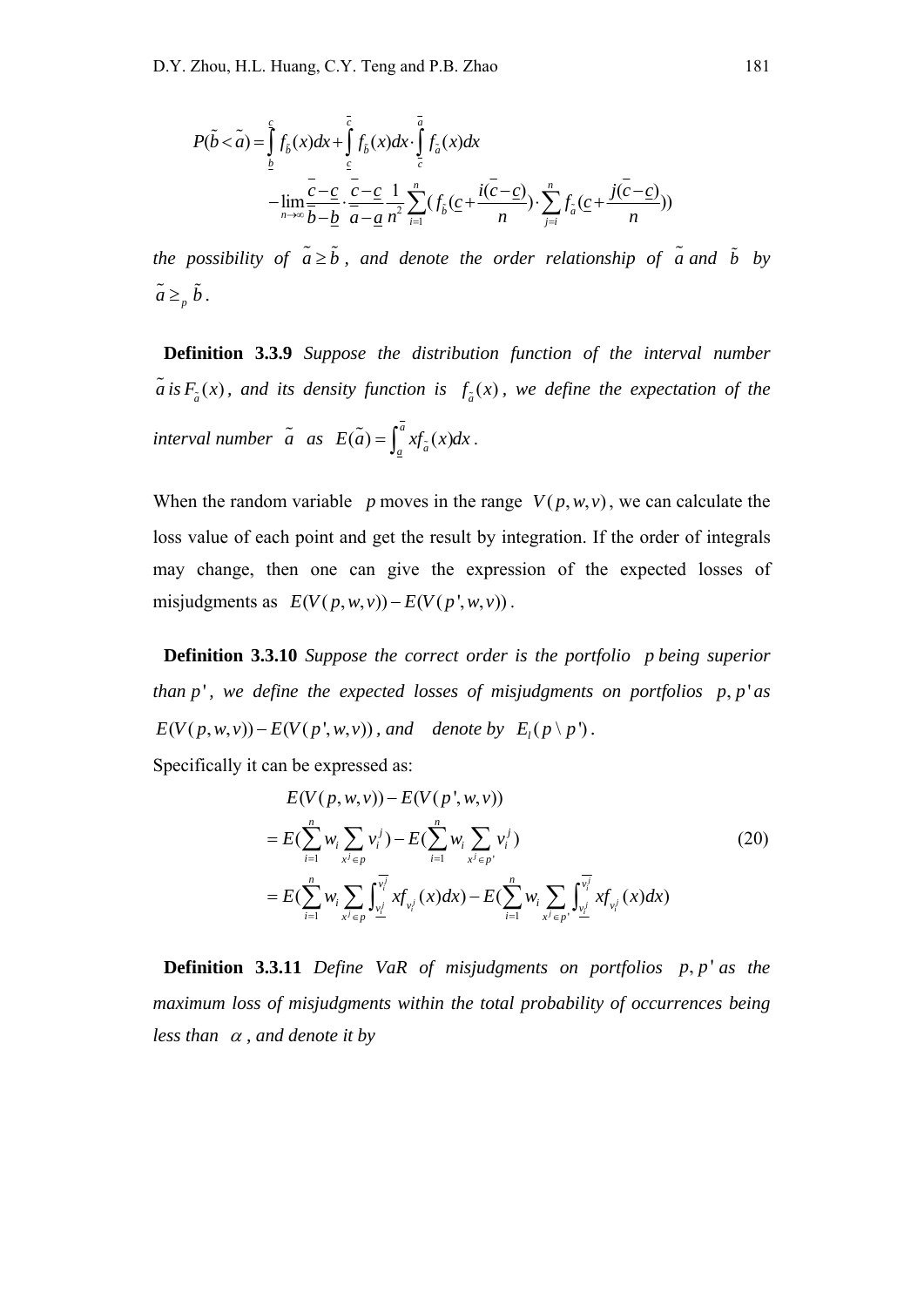$$P(\tilde{b}<\tilde{a})=\int_{\underline{b}}^{\underline{c}} f_{\tilde{b}}(x)dx+\int_{\underline{c}}^{\overline{c}} f_{\tilde{b}}(x)dx\cdot\int_{\overline{c}}^{\overline{a}} f_{\tilde{a}}(x)dx$$
$$-\lim_{n\to\infty}\frac{\overline{c}-\underline{c}}{\overline{b}-\underline{b}}\cdot\frac{\overline{c}-\underline{c}}{\overline{a}-\underline{a}}\frac{1}{n^2}\sum_{i=1}^{n}\left(f_{\tilde{b}}\left(\underline{c}+\frac{i(\overline{c}-\underline{c})}{n}\right)\cdot\sum_{j=i}^{n} f_{\tilde{a}}\left(\underline{c}+\frac{j(\overline{c}-\underline{c})}{n}\right)\right)$$

*the possibility of* $\tilde{a}\geq\tilde{b}$, *and denote the order relationship of* $\tilde{a}$ *and* $\tilde{b}$ *by* $\tilde{a}\geq_p\tilde{b}$.

**Definition 3.3.9** *Suppose the distribution function of the interval number* $\tilde{a}$ *is* $F_{\tilde{a}}(x)$, *and its density function is* $f_{\tilde{a}}(x)$, *we define the expectation of the interval number* $\tilde{a}$ *as* $E(\tilde{a})=\int_{\underline{a}}^{\overline{a}} x f_{\tilde{a}}(x)dx$.

When the random variable $p$ moves in the range $V(p,w,v)$, we can calculate the loss value of each point and get the result by integration. If the order of integrals may change, then one can give the expression of the expected losses of misjudgments as $E(V(p,w,v))-E(V(p',w,v))$.

**Definition 3.3.10** *Suppose the correct order is the portfolio* $p$ *being superior than* $p'$, *we define the expected losses of misjudgments on portfolios* $p,p'$ *as* $E(V(p,w,v))-E(V(p',w,v))$, *and denote by* $E_l(p\setminus p')$.

Specifically it can be expressed as:

$$\begin{aligned}
&E(V(p,w,v))-E(V(p',w,v))\\
&=E\left(\sum_{i=1}^{n} w_i\sum_{x^j\in p} v_i^j\right)-E\left(\sum_{i=1}^{n} w_i\sum_{x^j\in p'} v_i^j\right)\\
&=E\left(\sum_{i=1}^{n} w_i\sum_{x^j\in p}\int_{\underline{v_i^j}}^{\overline{v_i^j}} x f_{v_i^j}(x)dx\right)-E\left(\sum_{i=1}^{n} w_i\sum_{x^j\in p'}\int_{\underline{v_i^j}}^{\overline{v_i^j}} x f_{v_i^j}(x)dx\right)
\end{aligned}\tag{20}$$

**Definition 3.3.11** *Define VaR of misjudgments on portfolios* $p,p'$ *as the maximum loss of misjudgments within the total probability of occurrences being less than* $\alpha$, *and denote it by*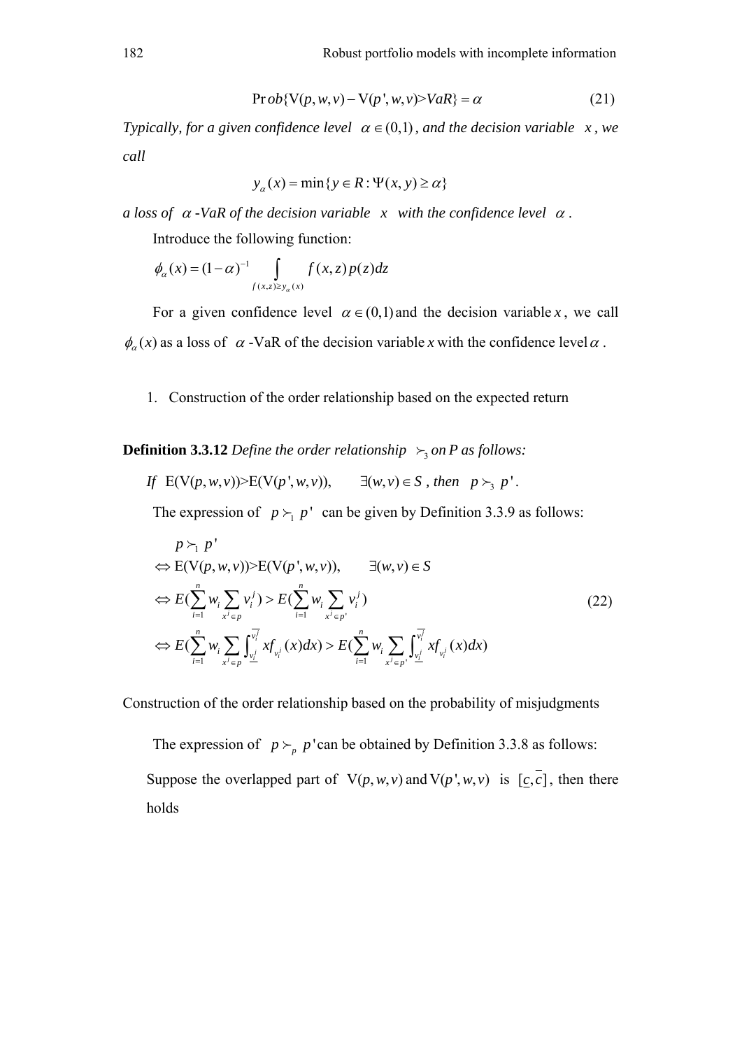$$\Pr ob\{\mathrm{V}(p,w,v)-\mathrm{V}(p',w,v)>VaR\}=\alpha \tag{21}$$

*Typically, for a given confidence level* $\alpha \in (0,1)$*, and the decision variable* $x$*, we call*

$$y_{\alpha}(x)=\min\{y \in R : \Psi(x,y) \geq \alpha\}$$

*a loss of* $\alpha$*-VaR of the decision variable* $x$ *with the confidence level* $\alpha$*.*

Introduce the following function:

$$\phi_{\alpha}(x)=(1-\alpha)^{-1}\int_{f(x,z)\geq y_{\alpha}(x)} f(x,z)p(z)dz$$

For a given confidence level $\alpha \in (0,1)$ and the decision variable $x$, we call $\phi_{\alpha}(x)$ as a loss of $\alpha$-VaR of the decision variable $x$ with the confidence level $\alpha$.

1. Construction of the order relationship based on the expected return

**Definition 3.3.12** *Define the order relationship* $\succ_3$ *on P as follows:*

*If* $\mathrm{E}(\mathrm{V}(p,w,v))>\mathrm{E}(\mathrm{V}(p',w,v)), \quad \exists (w,v)\in S$*, then* $p \succ_3 p'$*.*

The expression of $p \succ_1 p'$ can be given by Definition 3.3.9 as follows:

$$\begin{aligned}
& p \succ_1 p' \\
\Leftrightarrow\ & \mathrm{E}(\mathrm{V}(p,w,v))>\mathrm{E}(\mathrm{V}(p',w,v)), \qquad \exists (w,v)\in S \\
\Leftrightarrow\ & E\Big(\sum_{i=1}^{n} w_i \sum_{x^j\in p} v_i^j\Big) > E\Big(\sum_{i=1}^{n} w_i \sum_{x^j\in p'} v_i^j\Big) \\
\Leftrightarrow\ & E\Big(\sum_{i=1}^{n} w_i \sum_{x^j\in p} \int_{\underline{v_i^j}}^{\overline{v_i^j}} x f_{v_i^j}(x)dx\Big) > E\Big(\sum_{i=1}^{n} w_i \sum_{x^j\in p'} \int_{\underline{v_i^j}}^{\overline{v_i^j}} x f_{v_i^j}(x)dx\Big)
\end{aligned} \tag{22}$$

Construction of the order relationship based on the probability of misjudgments

The expression of $p \succ_p p'$ can be obtained by Definition 3.3.8 as follows:

Suppose the overlapped part of $\mathrm{V}(p,w,v)$ and $\mathrm{V}(p',w,v)$ is $[\underline{c},\overline{c}]$, then there holds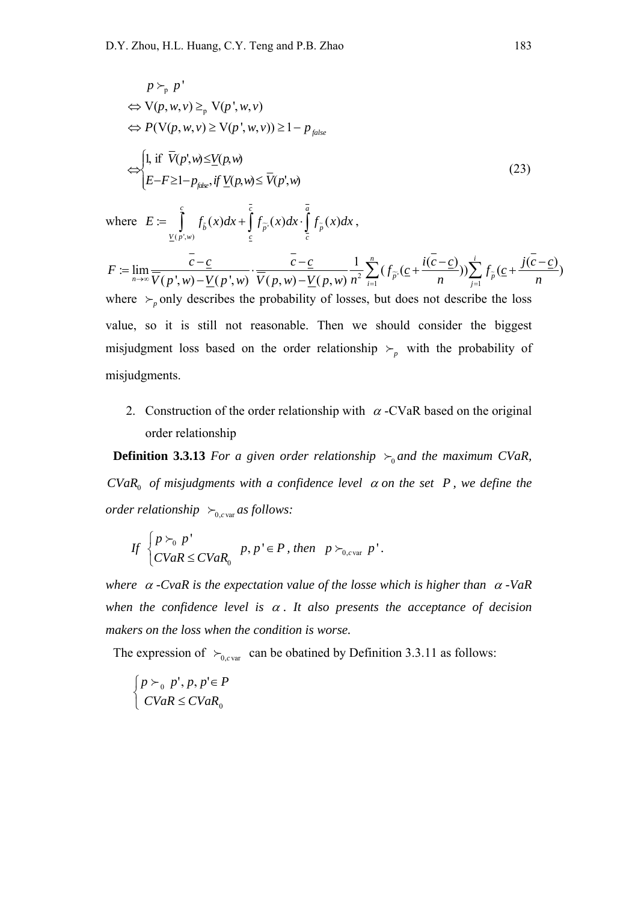$$
\begin{aligned}
& p \succ_{\mathrm{p}} p' \\
& \Leftrightarrow \mathrm{V}(p,w,v) \geq_{\mathrm{p}} \mathrm{V}(p',w,v) \\
& \Leftrightarrow P(\mathrm{V}(p,w,v) \geq \mathrm{V}(p',w,v)) \geq 1 - p_{false} \\
& \Leftrightarrow \begin{cases} 1, \text{ if } \overline{V}(p',w) \leq \underline{V}(p,w) \\ E - F \geq 1 - p_{false}, \text{ if } \underline{V}(p,w) \leq \overline{V}(p',w) \end{cases}
\end{aligned} \tag{23}
$$

where $E := \int_{\underline{V}(p',w)}^{c} f_{\tilde{b}}(x)dx + \int_{\underline{c}}^{\overline{c}} f_{\tilde{p}'}(x)dx \cdot \int_{\overline{c}}^{\overline{a}} f_{\tilde{p}}(x)dx$,

$$F := \lim_{n\to\infty} \frac{\overline{c}-\underline{c}}{\overline{V}(p',w)-\underline{V}(p',w)} \cdot \frac{\overline{c}-\underline{c}}{\overline{V}(p,w)-\underline{V}(p,w)} \frac{1}{n^2} \sum_{i=1}^{n} \left( f_{\tilde{p}'}\left(\underline{c} + \frac{i(\overline{c}-\underline{c})}{n}\right)\right) \sum_{j=1}^{i} f_{\tilde{p}}\left(\underline{c} + \frac{j(\overline{c}-\underline{c})}{n}\right)$$

where $\succ_p$ only describes the probability of losses, but does not describe the loss value, so it is still not reasonable. Then we should consider the biggest misjudgment loss based on the order relationship $\succ_p$ with the probability of misjudgments.

2. Construction of the order relationship with $\alpha$ -CVaR based on the original order relationship

**Definition 3.3.13** *For a given order relationship $\succ_0$ and the maximum CVaR, $CVaR_0$ of misjudgments with a confidence level $\alpha$ on the set $P$, we define the order relationship $\succ_{0,c\mathrm{var}}$ as follows:*

$$\text{If } \begin{cases} p \succ_0 p' \\ CVaR \leq CVaR_0 \end{cases} \quad p, p' \in P \text{, then } \quad p \succ_{0,c\mathrm{var}} p'.$$

*where $\alpha$ -CvaR is the expectation value of the losse which is higher than $\alpha$ -VaR when the confidence level is $\alpha$. It also presents the acceptance of decision makers on the loss when the condition is worse.*

The expression of $\succ_{0,c\mathrm{var}}$ can be obatined by Definition 3.3.11 as follows:

$$\begin{cases} p \succ_0 p', p, p' \in P \\ CVaR \leq CVaR_0 \end{cases}$$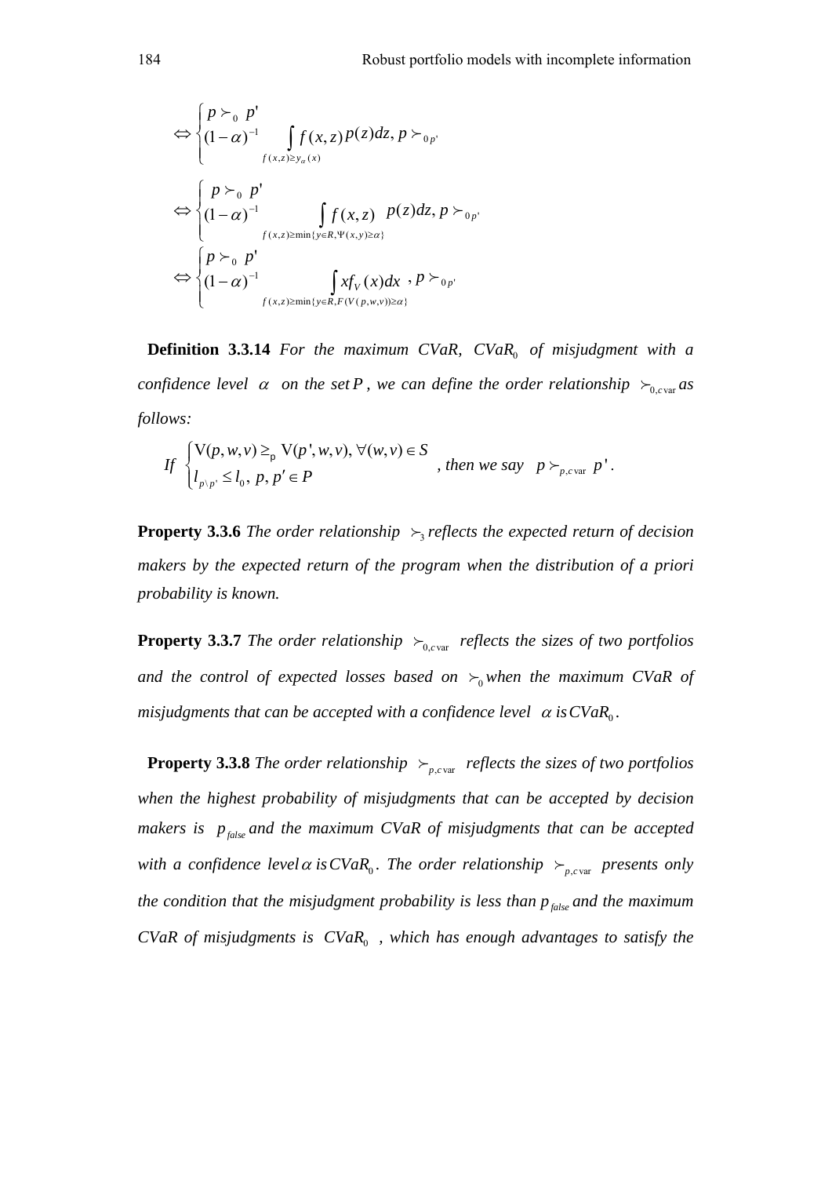$$\Leftrightarrow \begin{cases} p \succ_0 p' \\ (1-\alpha)^{-1} \displaystyle\int_{f(x,z)\geq y_\alpha(x)} f(x,z)\, p(z)dz, \; p \succ_{0\,p'} \end{cases}$$

$$\Leftrightarrow \begin{cases} p \succ_0 p' \\ (1-\alpha)^{-1} \displaystyle\int_{f(x,z)\geq \min\{y\in R, \Psi(x,y)\geq\alpha\}} f(x,z) \quad p(z)dz, \; p \succ_{0\,p'} \end{cases}$$

$$\Leftrightarrow \begin{cases} p \succ_0 p' \\ (1-\alpha)^{-1} \displaystyle\int_{f(x,z)\geq \min\{y\in R, F(V(p,w,v))\geq\alpha\}} x f_V(x)dx \;\; , p \succ_{0\,p'} \end{cases}$$

**Definition 3.3.14** *For the maximum CVaR, $CVaR_0$ of misjudgment with a confidence level $\alpha$ on the set $P$, we can define the order relationship $\succ_{0,c\,\mathrm{var}}$ as follows:*

$$\textit{If} \; \begin{cases} \mathrm{V}(p,w,v) \geq_{\mathrm{p}} \mathrm{V}(p',w,v), \forall (w,v)\in S \\ l_{p\setminus p'} \leq l_0, \; p, p' \in P \end{cases} \textit{, then we say} \;\; p \succ_{p,c\,\mathrm{var}} p' .$$

**Property 3.3.6** *The order relationship $\succ_3$ reflects the expected return of decision makers by the expected return of the program when the distribution of a priori probability is known.*

**Property 3.3.7** *The order relationship $\succ_{0,c\,\mathrm{var}}$ reflects the sizes of two portfolios and the control of expected losses based on $\succ_0$ when the maximum CVaR of misjudgments that can be accepted with a confidence level $\alpha$ is $CVaR_0$.*

**Property 3.3.8** *The order relationship $\succ_{p,c\,\mathrm{var}}$ reflects the sizes of two portfolios when the highest probability of misjudgments that can be accepted by decision makers is $p_{false}$ and the maximum CVaR of misjudgments that can be accepted with a confidence level $\alpha$ is $CVaR_0$. The order relationship $\succ_{p,c\,\mathrm{var}}$ presents only the condition that the misjudgment probability is less than $p_{false}$ and the maximum CVaR of misjudgments is $CVaR_0$ , which has enough advantages to satisfy the*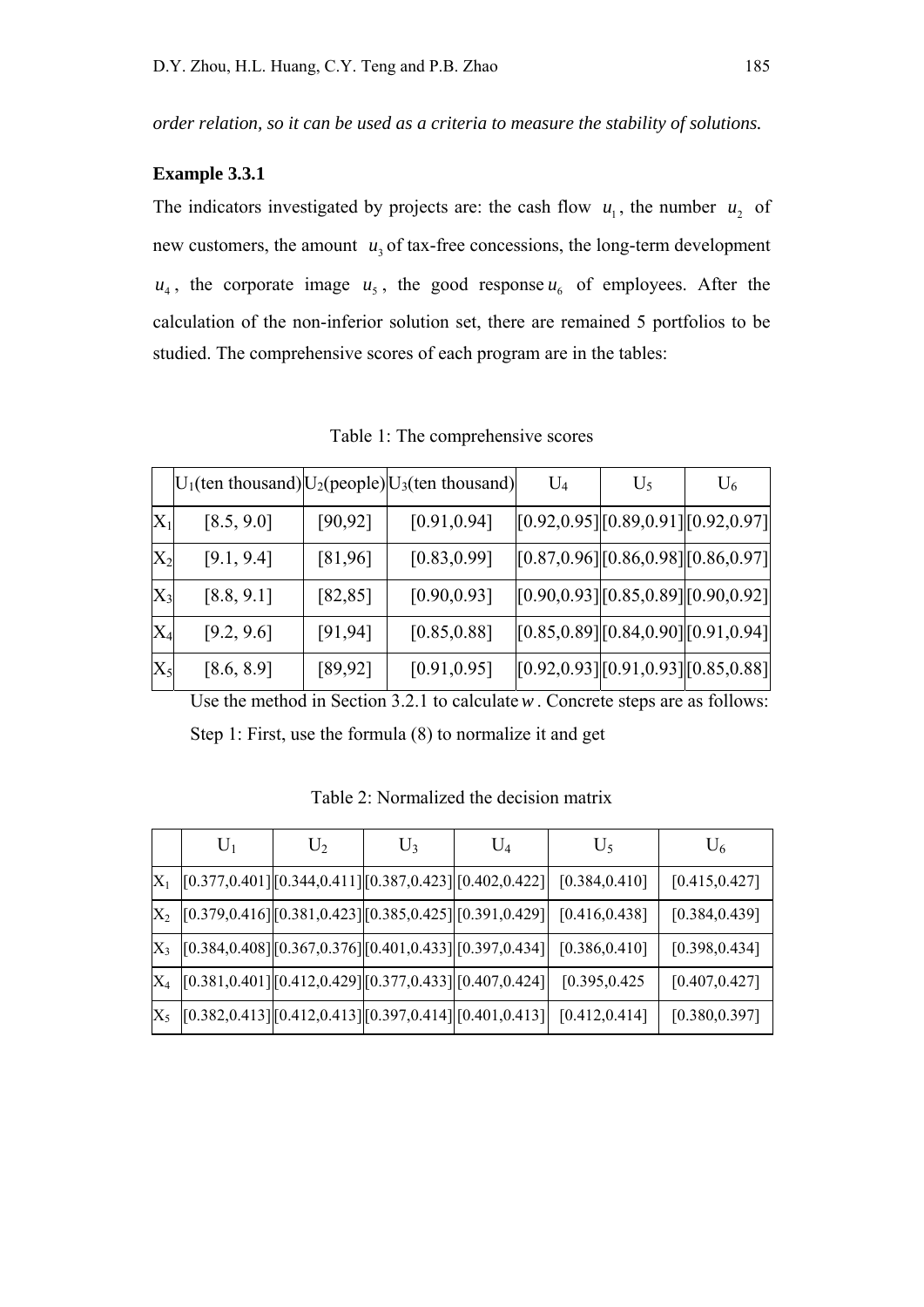*order relation, so it can be used as a criteria to measure the stability of solutions.*

**Example 3.3.1**

The indicators investigated by projects are: the cash flow $u_1$, the number $u_2$ of new customers, the amount $u_3$ of tax-free concessions, the long-term development $u_4$, the corporate image $u_5$, the good response $u_6$ of employees. After the calculation of the non-inferior solution set, there are remained 5 portfolios to be studied. The comprehensive scores of each program are in the tables:

Table 1: The comprehensive scores

| | $U_1$(ten thousand) | $U_2$(people) | $U_3$(ten thousand) | $U_4$ | $U_5$ | $U_6$ |
|---|---|---|---|---|---|---|
| $X_1$ | [8.5, 9.0] | [90,92] | [0.91,0.94] | [0.92,0.95] | [0.89,0.91] | [0.92,0.97] |
| $X_2$ | [9.1, 9.4] | [81,96] | [0.83,0.99] | [0.87,0.96] | [0.86,0.98] | [0.86,0.97] |
| $X_3$ | [8.8, 9.1] | [82,85] | [0.90,0.93] | [0.90,0.93] | [0.85,0.89] | [0.90,0.92] |
| $X_4$ | [9.2, 9.6] | [91,94] | [0.85,0.88] | [0.85,0.89] | [0.84,0.90] | [0.91,0.94] |
| $X_5$ | [8.6, 8.9] | [89,92] | [0.91,0.95] | [0.92,0.93] | [0.91,0.93] | [0.85,0.88] |

Use the method in Section 3.2.1 to calculate $w$. Concrete steps are as follows:

Step 1: First, use the formula (8) to normalize it and get

Table 2: Normalized the decision matrix

| | $U_1$ | $U_2$ | $U_3$ | $U_4$ | $U_5$ | $U_6$ |
|---|---|---|---|---|---|---|
| $X_1$ | [0.377,0.401] | [0.344,0.411] | [0.387,0.423] | [0.402,0.422] | [0.384,0.410] | [0.415,0.427] |
| $X_2$ | [0.379,0.416] | [0.381,0.423] | [0.385,0.425] | [0.391,0.429] | [0.416,0.438] | [0.384,0.439] |
| $X_3$ | [0.384,0.408] | [0.367,0.376] | [0.401,0.433] | [0.397,0.434] | [0.386,0.410] | [0.398,0.434] |
| $X_4$ | [0.381,0.401] | [0.412,0.429] | [0.377,0.433] | [0.407,0.424] | [0.395,0.425 | [0.407,0.427] |
| $X_5$ | [0.382,0.413] | [0.412,0.413] | [0.397,0.414] | [0.401,0.413] | [0.412,0.414] | [0.380,0.397] |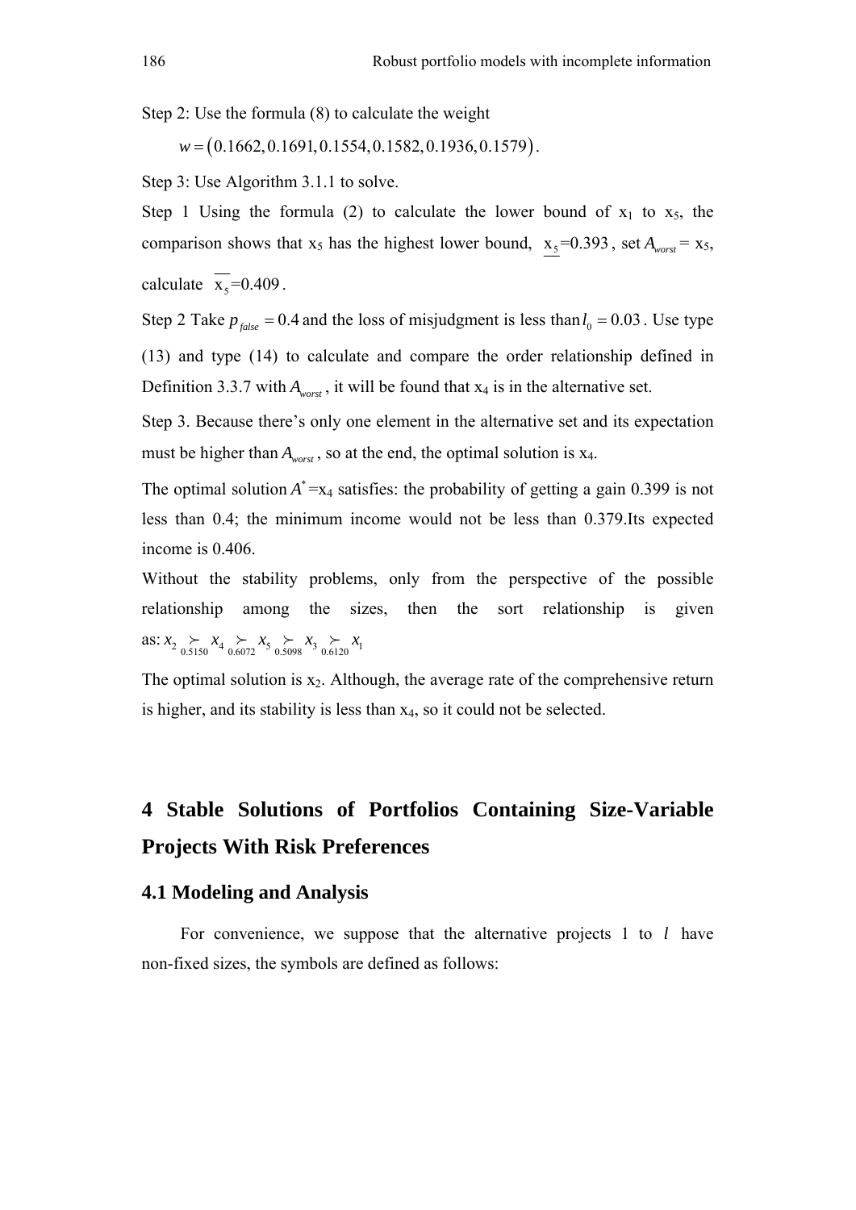Step 2: Use the formula (8) to calculate the weight

$w = (0.1662, 0.1691, 0.1554, 0.1582, 0.1936, 0.1579)$.

Step 3: Use Algorithm 3.1.1 to solve.

Step 1 Using the formula (2) to calculate the lower bound of $x_1$ to $x_5$, the comparison shows that $x_5$ has the highest lower bound, $\underline{x_5}=0.393$, set $A_{worst} = x_5$, calculate $\overline{x_5}=0.409$.

Step 2 Take $p_{false} = 0.4$ and the loss of misjudgment is less than $l_0 = 0.03$. Use type (13) and type (14) to calculate and compare the order relationship defined in Definition 3.3.7 with $A_{worst}$, it will be found that $x_4$ is in the alternative set.

Step 3. Because there's only one element in the alternative set and its expectation must be higher than $A_{worst}$, so at the end, the optimal solution is $x_4$.

The optimal solution $A^*=x_4$ satisfies: the probability of getting a gain 0.399 is not less than 0.4; the minimum income would not be less than 0.379.Its expected income is 0.406.

Without the stability problems, only from the perspective of the possible relationship among the sizes, then the sort relationship is given as: $x_2 \underset{0.5150}{\succ} x_4 \underset{0.6072}{\succ} x_5 \underset{0.5098}{\succ} x_3 \underset{0.6120}{\succ} x_1$

The optimal solution is $x_2$. Although, the average rate of the comprehensive return is higher, and its stability is less than $x_4$, so it could not be selected.

# 4 Stable Solutions of Portfolios Containing Size-Variable Projects With Risk Preferences

## 4.1 Modeling and Analysis

For convenience, we suppose that the alternative projects 1 to $l$ have non-fixed sizes, the symbols are defined as follows: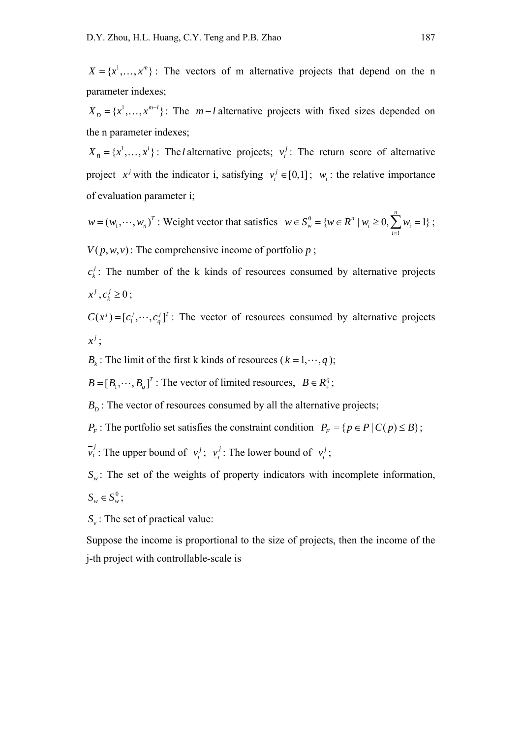$X = \{x^1, \ldots, x^m\}$: The vectors of m alternative projects that depend on the n parameter indexes;

$X_D = \{x^1, \ldots, x^{m-l}\}$: The $m-l$ alternative projects with fixed sizes depended on the n parameter indexes;

$X_B = \{x^1, \ldots, x^l\}$: The $l$ alternative projects; $v_i^j$: The return score of alternative project $x^j$ with the indicator i, satisfying $v_i^j \in [0,1]$; $w_i$: the relative importance of evaluation parameter i;

$w = (w_1, \cdots, w_n)^T$: Weight vector that satisfies $w \in S_w^0 = \{w \in R^n \mid w_i \geq 0, \sum_{i=1}^{n} w_i = 1\}$;

$V(p, w, v)$: The comprehensive income of portfolio $p$;

$c_k^j$: The number of the k kinds of resources consumed by alternative projects $x^j, c_k^j \geq 0$;

$C(x^j) = [c_1^j, \cdots, c_q^j]^T$: The vector of resources consumed by alternative projects $x^j$;

$B_k$: The limit of the first k kinds of resources ($k = 1, \cdots, q$);

$B = [B_1, \cdots, B_q]^T$: The vector of limited resources, $B \in R_+^q$;

$B_D$: The vector of resources consumed by all the alternative projects;

$P_F$: The portfolio set satisfies the constraint condition $P_F = \{p \in P \mid C(p) \leq B\}$;

$\overline{v}_i^j$: The upper bound of $v_i^j$; $\underline{v}_i^j$: The lower bound of $v_i^j$;

$S_w$: The set of the weights of property indicators with incomplete information, $S_w \in S_w^0$;

$S_v$: The set of practical value:

Suppose the income is proportional to the size of projects, then the income of the j-th project with controllable-scale is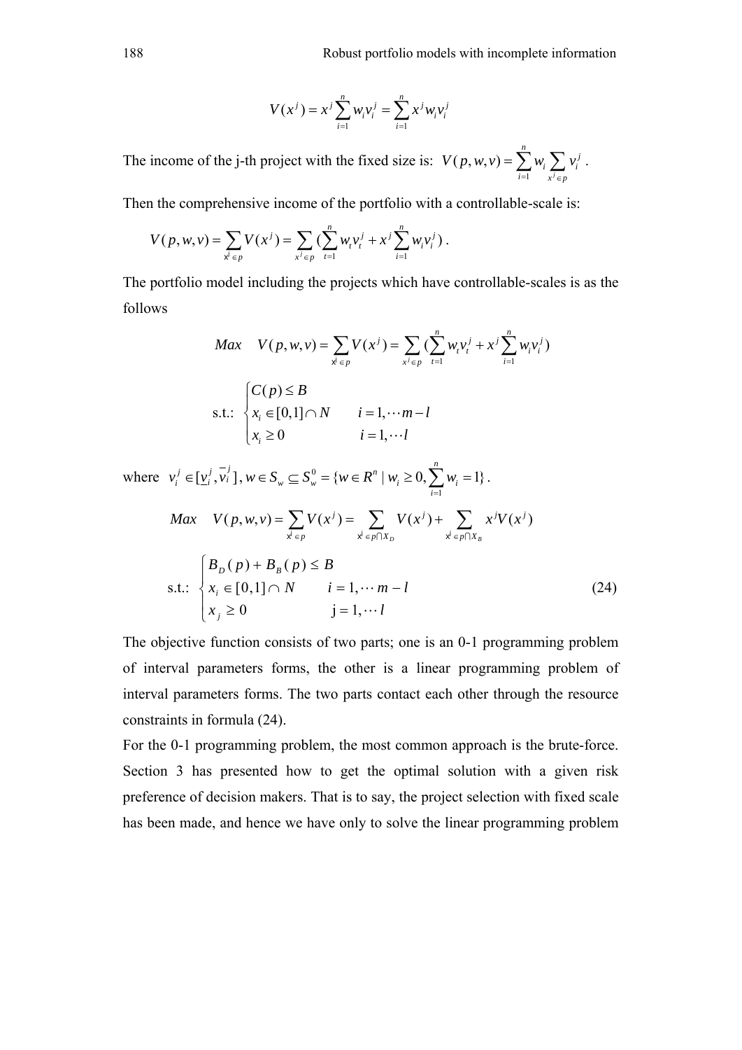$$V(x^j) = x^j \sum_{i=1}^{n} w_i v_i^j = \sum_{i=1}^{n} x^j w_i v_i^j$$

The income of the j-th project with the fixed size is: $V(p,w,v) = \sum_{i=1}^{n} w_i \sum_{x^j \in p} v_i^j$ .

Then the comprehensive income of the portfolio with a controllable-scale is:

$$V(p,w,v) = \sum_{x^j \in p} V(x^j) = \sum_{x^j \in p} (\sum_{t=1}^{n} w_t v_t^j + x^j \sum_{i=1}^{n} w_i v_i^j) .$$

The portfolio model including the projects which have controllable-scales is as the follows

$$Max \quad V(p,w,v) = \sum_{x^j \in p} V(x^j) = \sum_{x^j \in p} (\sum_{t=1}^{n} w_t v_t^j + x^j \sum_{i=1}^{n} w_i v_i^j)$$

$$\text{s.t.: } \begin{cases} C(p) \leq B \\ x_i \in [0,1] \cap N \qquad i = 1, \cdots m - l \\ x_i \geq 0 \qquad\qquad\quad i = 1, \cdots l \end{cases}$$

where $v_i^j \in [\underline{v}_i^j, \overline{v}_i^j], w \in S_w \subseteq S_w^0 = \{w \in R^n \mid w_i \geq 0, \sum_{i=1}^{n} w_i = 1\}$ .

$$Max \quad V(p,w,v) = \sum_{x^j \in p} V(x^j) = \sum_{x^j \in p \cap X_D} V(x^j) + \sum_{x^j \in p \cap X_B} x^j V(x^j)$$

$$\text{s.t.: } \begin{cases} B_D(p) + B_B(p) \leq B \\ x_i \in [0,1] \cap N \qquad i = 1, \cdots m - l \\ x_j \geq 0 \qquad\qquad\quad \text{j} = 1, \cdots l \end{cases} \tag{24}$$

The objective function consists of two parts; one is an 0-1 programming problem of interval parameters forms, the other is a linear programming problem of interval parameters forms. The two parts contact each other through the resource constraints in formula (24).

For the 0-1 programming problem, the most common approach is the brute-force. Section 3 has presented how to get the optimal solution with a given risk preference of decision makers. That is to say, the project selection with fixed scale has been made, and hence we have only to solve the linear programming problem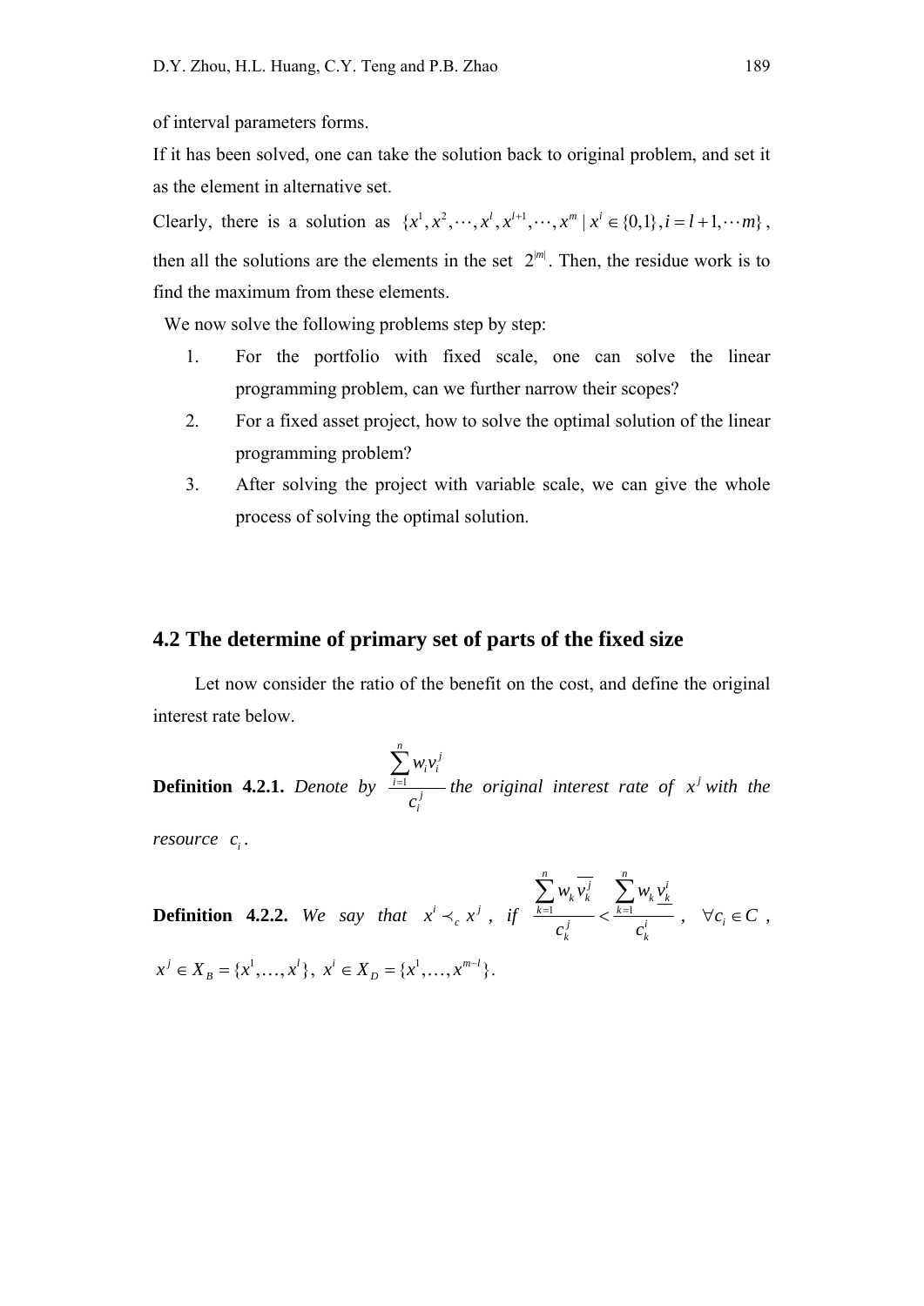of interval parameters forms.

If it has been solved, one can take the solution back to original problem, and set it as the element in alternative set.

Clearly, there is a solution as $\{x^1, x^2, \cdots, x^l, x^{l+1}, \cdots, x^m \mid x^i \in \{0,1\}, i = l+1, \cdots m\}$, then all the solutions are the elements in the set $2^{|m|}$. Then, the residue work is to find the maximum from these elements.

We now solve the following problems step by step:

1. For the portfolio with fixed scale, one can solve the linear programming problem, can we further narrow their scopes?
2. For a fixed asset project, how to solve the optimal solution of the linear programming problem?
3. After solving the project with variable scale, we can give the whole process of solving the optimal solution.

## 4.2 The determine of primary set of parts of the fixed size

Let now consider the ratio of the benefit on the cost, and define the original interest rate below.

**Definition 4.2.1.** *Denote by* $\dfrac{\sum_{i=1}^{n} w_i v_i^j}{c_i^j}$ *the original interest rate of* $x^j$ *with the resource* $c_i$.

**Definition 4.2.2.** *We say that* $x^i \prec_c x^j$ *, if* $\dfrac{\sum_{k=1}^{n} w_k \overline{v_k^j}}{c_k^j} < \dfrac{\sum_{k=1}^{n} w_k \underline{v_k^i}}{c_k^i}$ *,* $\forall c_i \in C$ *,* $x^j \in X_B = \{x^1, \ldots, x^l\},\ x^i \in X_D = \{x^1, \ldots, x^{m-l}\}$.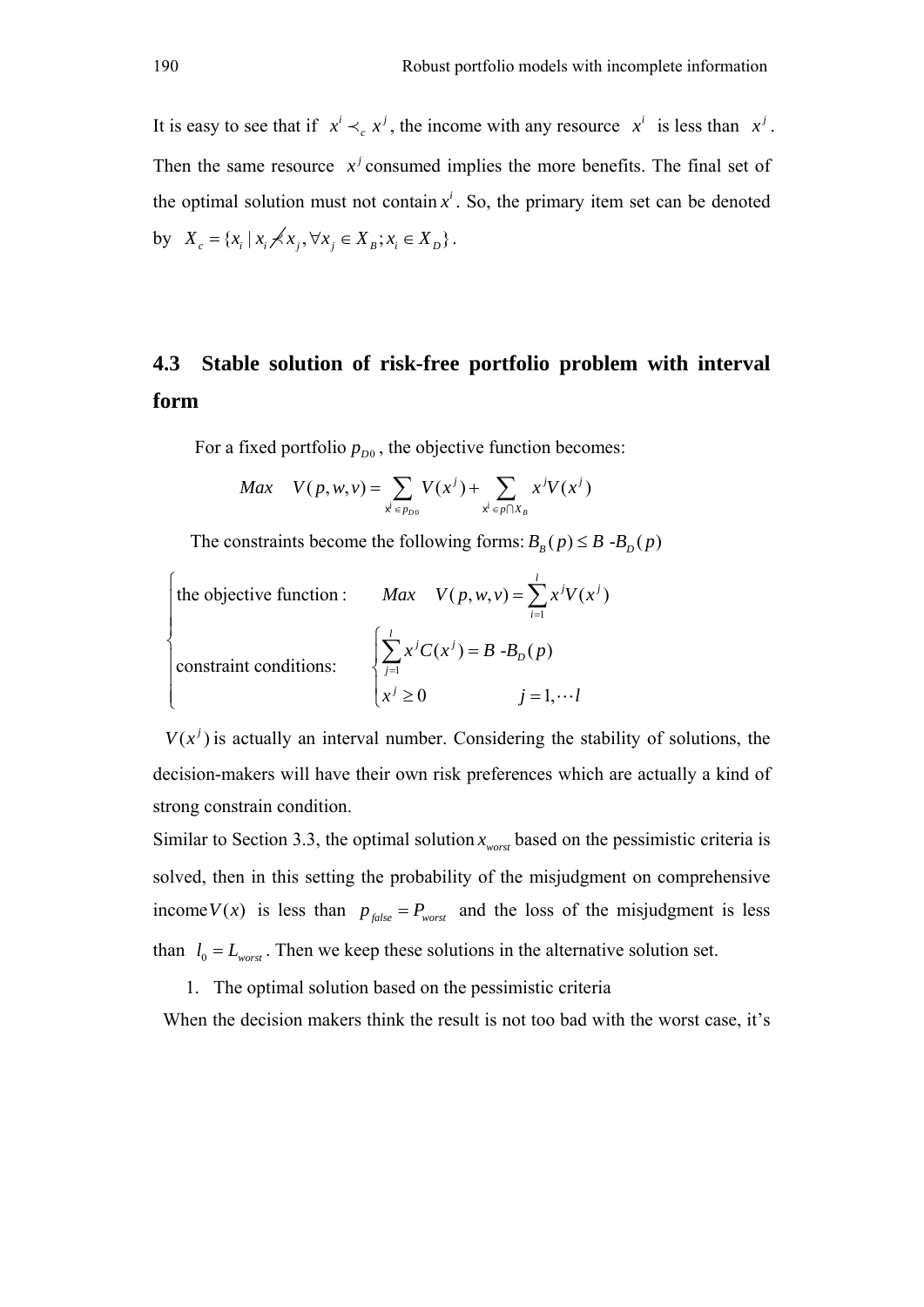It is easy to see that if $x^i \prec_c x^j$, the income with any resource $x^i$ is less than $x^j$. Then the same resource $x^j$ consumed implies the more benefits. The final set of the optimal solution must not contain $x^i$. So, the primary item set can be denoted by $X_c = \{x_i \mid x_i \not\prec x_j, \forall x_j \in X_B; x_i \in X_D\}$.

## 4.3 Stable solution of risk-free portfolio problem with interval form

For a fixed portfolio $p_{D0}$, the objective function becomes:

$$Max \quad V(p,w,v) = \sum_{x^j \in p_{D0}} V(x^j) + \sum_{x^j \in p \cap X_B} x^j V(x^j)$$

The constraints become the following forms: $B_B(p) \le B \text{ -} B_D(p)$

$$\begin{cases} \text{the objective function:} & Max \quad V(p,w,v) = \sum_{i=1}^{l} x^j V(x^j) \\ \text{constraint conditions:} & \begin{cases} \sum_{j=1}^{l} x^j C(x^j) = B \text{ -} B_D(p) \\ x^j \ge 0 \qquad\qquad j = 1, \cdots l \end{cases} \end{cases}$$

$V(x^j)$ is actually an interval number. Considering the stability of solutions, the decision-makers will have their own risk preferences which are actually a kind of strong constrain condition.

Similar to Section 3.3, the optimal solution $x_{worst}$ based on the pessimistic criteria is solved, then in this setting the probability of the misjudgment on comprehensive income $V(x)$ is less than $p_{false} = P_{worst}$ and the loss of the misjudgment is less than $l_0 = L_{worst}$. Then we keep these solutions in the alternative solution set.

1. The optimal solution based on the pessimistic criteria

When the decision makers think the result is not too bad with the worst case, it's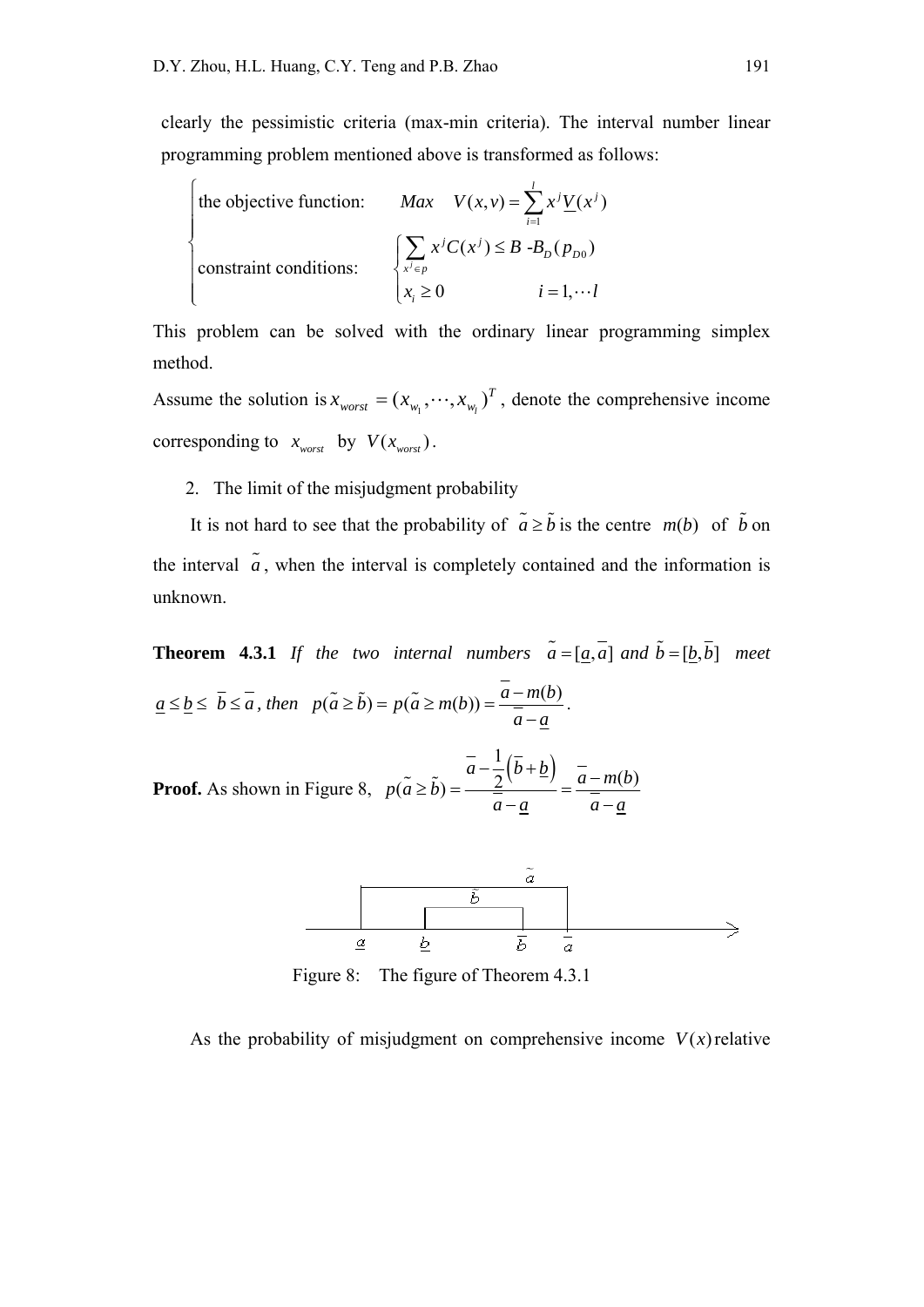clearly the pessimistic criteria (max-min criteria). The interval number linear programming problem mentioned above is transformed as follows:

$$\begin{cases} \text{the objective function:} \quad Max \quad V(x,v) = \sum_{i=1}^{l} x^j \underline{V}(x^j) \\ \text{constraint conditions:} \quad \begin{cases} \sum_{x^j \in p} x^j C(x^j) \le B \text{ -} B_D(p_{D0}) \\ x_i \ge 0 \qquad\qquad i = 1, \cdots l \end{cases} \end{cases}$$

This problem can be solved with the ordinary linear programming simplex method.

Assume the solution is $x_{worst} = (x_{w_1}, \cdots, x_{w_l})^T$, denote the comprehensive income corresponding to $x_{worst}$ by $V(x_{worst})$.

2. The limit of the misjudgment probability

It is not hard to see that the probability of $\tilde{a} \ge \tilde{b}$ is the centre $m(b)$ of $\tilde{b}$ on the interval $\tilde{a}$, when the interval is completely contained and the information is unknown.

**Theorem 4.3.1** *If the two internal numbers* $\tilde{a} = [\underline{a}, \overline{a}]$ *and* $\tilde{b} = [\underline{b}, \overline{b}]$ *meet* $\underline{a} \le \underline{b} \le \overline{b} \le \overline{a}$*, then* $p(\tilde{a} \ge \tilde{b}) = p(\tilde{a} \ge m(b)) = \dfrac{\overline{a} - m(b)}{\overline{a} - \underline{a}}$.

**Proof.** As shown in Figure 8, $p(\tilde{a} \ge \tilde{b}) = \dfrac{\overline{a} - \frac{1}{2}\left(\overline{b} + \underline{b}\right)}{\overline{a} - \underline{a}} = \dfrac{\overline{a} - m(b)}{\overline{a} - \underline{a}}$

Figure 8: The figure of Theorem 4.3.1

As the probability of misjudgment on comprehensive income $V(x)$ relative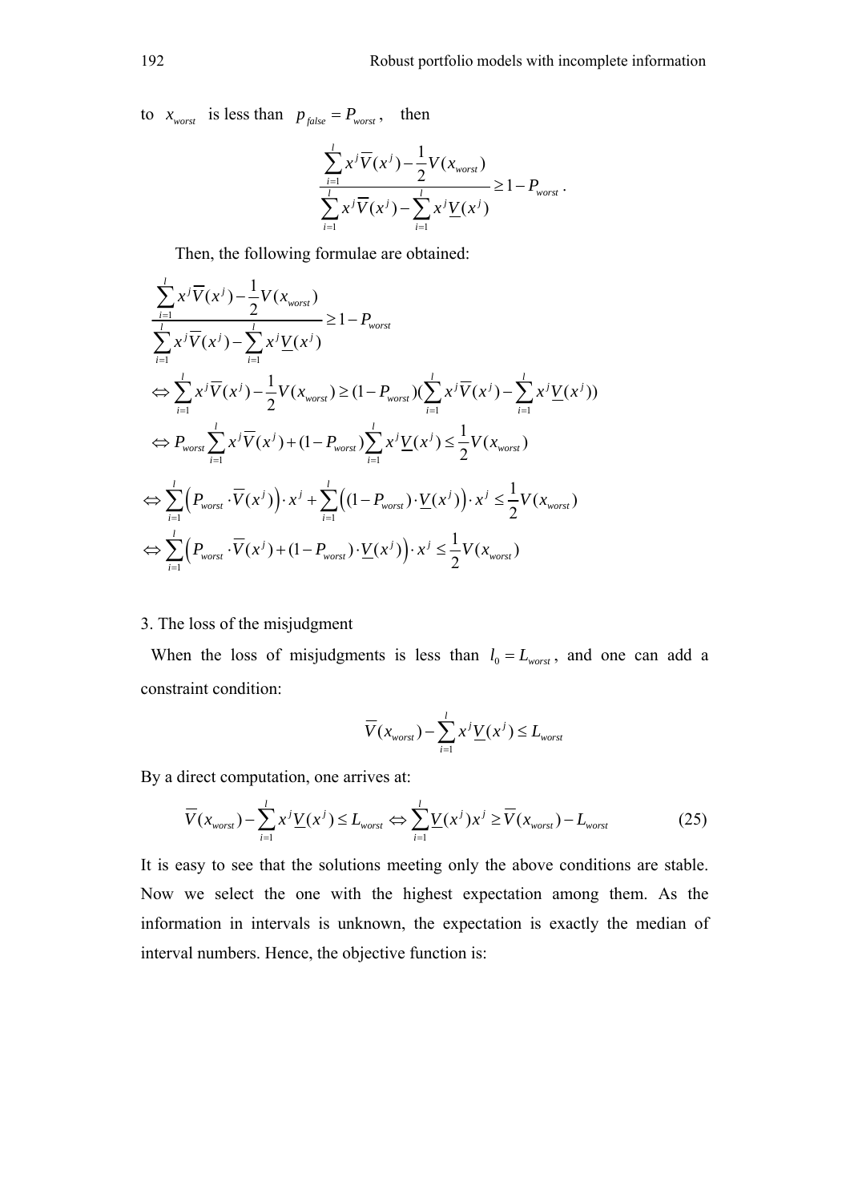to $x_{worst}$ is less than $p_{false} = P_{worst}$, then

$$\frac{\sum_{i=1}^{l} x^j \overline{V}(x^j) - \frac{1}{2} V(x_{worst})}{\sum_{i=1}^{l} x^j \overline{V}(x^j) - \sum_{i=1}^{l} x^j \underline{V}(x^j)} \geq 1 - P_{worst}.$$

Then, the following formulae are obtained:

$$\frac{\sum_{i=1}^{l} x^j \overline{V}(x^j) - \frac{1}{2} V(x_{worst})}{\sum_{i=1}^{l} x^j \overline{V}(x^j) - \sum_{i=1}^{l} x^j \underline{V}(x^j)} \geq 1 - P_{worst}$$

$$\Leftrightarrow \sum_{i=1}^{l} x^j \overline{V}(x^j) - \frac{1}{2} V(x_{worst}) \geq (1 - P_{worst}) \left(\sum_{i=1}^{l} x^j \overline{V}(x^j) - \sum_{i=1}^{l} x^j \underline{V}(x^j)\right)$$

$$\Leftrightarrow P_{worst} \sum_{i=1}^{l} x^j \overline{V}(x^j) + (1 - P_{worst}) \sum_{i=1}^{l} x^j \underline{V}(x^j) \leq \frac{1}{2} V(x_{worst})$$

$$\Leftrightarrow \sum_{i=1}^{l} \left(P_{worst} \cdot \overline{V}(x^j)\right) \cdot x^j + \sum_{i=1}^{l} \left((1 - P_{worst}) \cdot \underline{V}(x^j)\right) \cdot x^j \leq \frac{1}{2} V(x_{worst})$$

$$\Leftrightarrow \sum_{i=1}^{l} \left(P_{worst} \cdot \overline{V}(x^j) + (1 - P_{worst}) \cdot \underline{V}(x^j)\right) \cdot x^j \leq \frac{1}{2} V(x_{worst})$$

3. The loss of the misjudgment

When the loss of misjudgments is less than $l_0 = L_{worst}$, and one can add a constraint condition:

$$\overline{V}(x_{worst}) - \sum_{i=1}^{l} x^j \underline{V}(x^j) \leq L_{worst}$$

By a direct computation, one arrives at:

$$\overline{V}(x_{worst}) - \sum_{i=1}^{l} x^j \underline{V}(x^j) \leq L_{worst} \Leftrightarrow \sum_{i=1}^{l} \underline{V}(x^j) x^j \geq \overline{V}(x_{worst}) - L_{worst} \tag{25}$$

It is easy to see that the solutions meeting only the above conditions are stable. Now we select the one with the highest expectation among them. As the information in intervals is unknown, the expectation is exactly the median of interval numbers. Hence, the objective function is: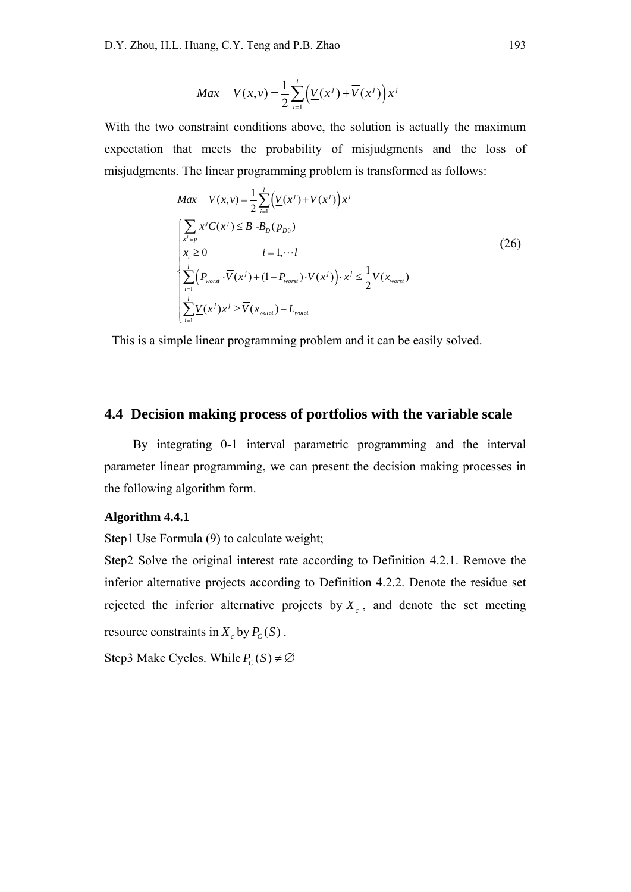$$Max \quad V(x,v) = \frac{1}{2}\sum_{i=1}^{l}\left(\underline{V}(x^j) + \overline{V}(x^j)\right)x^j$$

With the two constraint conditions above, the solution is actually the maximum expectation that meets the probability of misjudgments and the loss of misjudgments. The linear programming problem is transformed as follows:

$$Max \quad V(x,v) = \frac{1}{2}\sum_{i=1}^{l}\left(\underline{V}(x^j) + \overline{V}(x^j)\right)x^j$$

$$\begin{cases} \sum_{x^j \in p} x^j C(x^j) \le B \text{ -} B_D(p_{D0}) \\ x_i \ge 0 \qquad\qquad i = 1, \cdots l \\ \sum_{i=1}^{l}\left(P_{worst} \cdot \overline{V}(x^j) + (1 - P_{worst}) \cdot \underline{V}(x^j)\right) \cdot x^j \le \frac{1}{2} V(x_{worst}) \\ \sum_{i=1}^{l} \underline{V}(x^j) x^j \ge \overline{V}(x_{worst}) - L_{worst} \end{cases} \tag{26}$$

This is a simple linear programming problem and it can be easily solved.

## 4.4 Decision making process of portfolios with the variable scale

By integrating 0-1 interval parametric programming and the interval parameter linear programming, we can present the decision making processes in the following algorithm form.

**Algorithm 4.4.1**

Step1 Use Formula (9) to calculate weight;

Step2 Solve the original interest rate according to Definition 4.2.1. Remove the inferior alternative projects according to Definition 4.2.2. Denote the residue set rejected the inferior alternative projects by $X_c$, and denote the set meeting resource constraints in $X_c$ by $P_C(S)$.

Step3 Make Cycles. While $P_C(S) \ne \varnothing$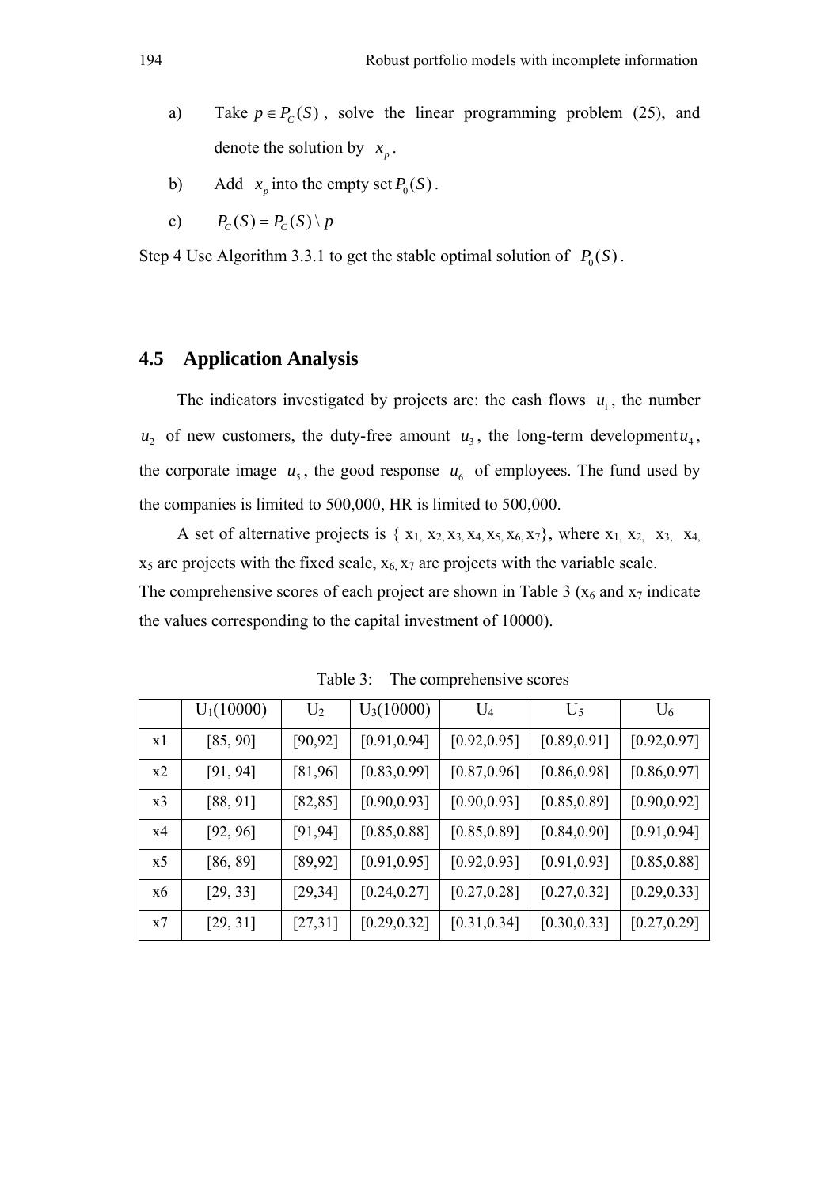a) Take $p \in P_C(S)$, solve the linear programming problem (25), and denote the solution by $x_p$.

b) Add $x_p$ into the empty set $P_0(S)$.

c) $P_C(S) = P_C(S) \setminus p$

Step 4 Use Algorithm 3.3.1 to get the stable optimal solution of $P_0(S)$.

## 4.5 Application Analysis

The indicators investigated by projects are: the cash flows $u_1$, the number $u_2$ of new customers, the duty-free amount $u_3$, the long-term development $u_4$, the corporate image $u_5$, the good response $u_6$ of employees. The fund used by the companies is limited to 500,000, HR is limited to 500,000.

A set of alternative projects is { $x_1$, $x_2$, $x_3$, $x_4$, $x_5$, $x_6$, $x_7$}, where $x_1$, $x_2$, $x_3$, $x_4$, $x_5$ are projects with the fixed scale, $x_6$, $x_7$ are projects with the variable scale. The comprehensive scores of each project are shown in Table 3 ($x_6$ and $x_7$ indicate the values corresponding to the capital investment of 10000).

Table 3: The comprehensive scores

| | $U_1$(10000) | $U_2$ | $U_3$(10000) | $U_4$ | $U_5$ | $U_6$ |
|---|---|---|---|---|---|---|
| x1 | [85, 90] | [90,92] | [0.91,0.94] | [0.92,0.95] | [0.89,0.91] | [0.92,0.97] |
| x2 | [91, 94] | [81,96] | [0.83,0.99] | [0.87,0.96] | [0.86,0.98] | [0.86,0.97] |
| x3 | [88, 91] | [82,85] | [0.90,0.93] | [0.90,0.93] | [0.85,0.89] | [0.90,0.92] |
| x4 | [92, 96] | [91,94] | [0.85,0.88] | [0.85,0.89] | [0.84,0.90] | [0.91,0.94] |
| x5 | [86, 89] | [89,92] | [0.91,0.95] | [0.92,0.93] | [0.91,0.93] | [0.85,0.88] |
| x6 | [29, 33] | [29,34] | [0.24,0.27] | [0.27,0.28] | [0.27,0.32] | [0.29,0.33] |
| x7 | [29, 31] | [27,31] | [0.29,0.32] | [0.31,0.34] | [0.30,0.33] | [0.27,0.29] |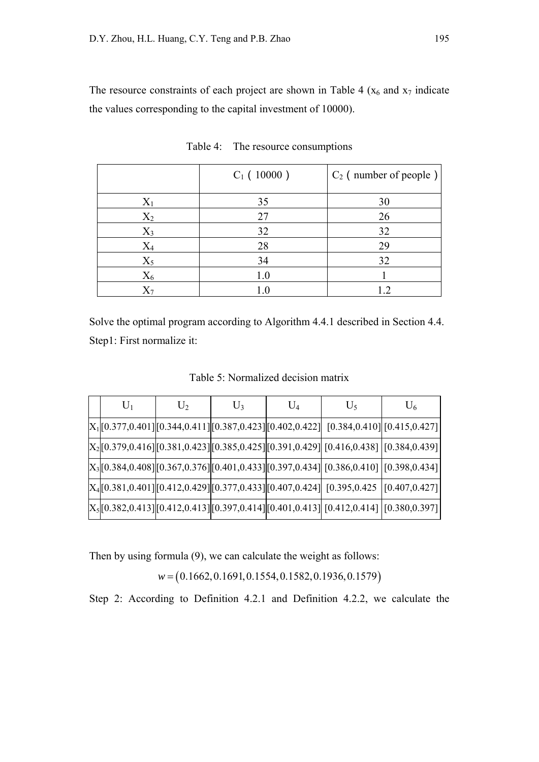The resource constraints of each project are shown in Table 4 ($x_6$ and $x_7$ indicate the values corresponding to the capital investment of 10000).

Table 4: The resource consumptions

| | $C_1$（10000） | $C_2$（number of people） |
|---|---|---|
| $X_1$ | 35 | 30 |
| $X_2$ | 27 | 26 |
| $X_3$ | 32 | 32 |
| $X_4$ | 28 | 29 |
| $X_5$ | 34 | 32 |
| $X_6$ | 1.0 | 1 |
| $X_7$ | 1.0 | 1.2 |

Solve the optimal program according to Algorithm 4.4.1 described in Section 4.4.

Step1: First normalize it:

Table 5: Normalized decision matrix

| | $U_1$ | $U_2$ | $U_3$ | $U_4$ | $U_5$ | $U_6$ |
|---|---|---|---|---|---|---|
| $X_1$ | [0.377,0.401] | [0.344,0.411] | [0.387,0.423] | [0.402,0.422] | [0.384,0.410] | [0.415,0.427] |
| $X_2$ | [0.379,0.416] | [0.381,0.423] | [0.385,0.425] | [0.391,0.429] | [0.416,0.438] | [0.384,0.439] |
| $X_3$ | [0.384,0.408] | [0.367,0.376] | [0.401,0.433] | [0.397,0.434] | [0.386,0.410] | [0.398,0.434] |
| $X_4$ | [0.381,0.401] | [0.412,0.429] | [0.377,0.433] | [0.407,0.424] | [0.395,0.425 | [0.407,0.427] |
| $X_5$ | [0.382,0.413] | [0.412,0.413] | [0.397,0.414] | [0.401,0.413] | [0.412,0.414] | [0.380,0.397] |

Then by using formula (9), we can calculate the weight as follows:

$$w = (0.1662, 0.1691, 0.1554, 0.1582, 0.1936, 0.1579)$$

Step 2: According to Definition 4.2.1 and Definition 4.2.2, we calculate the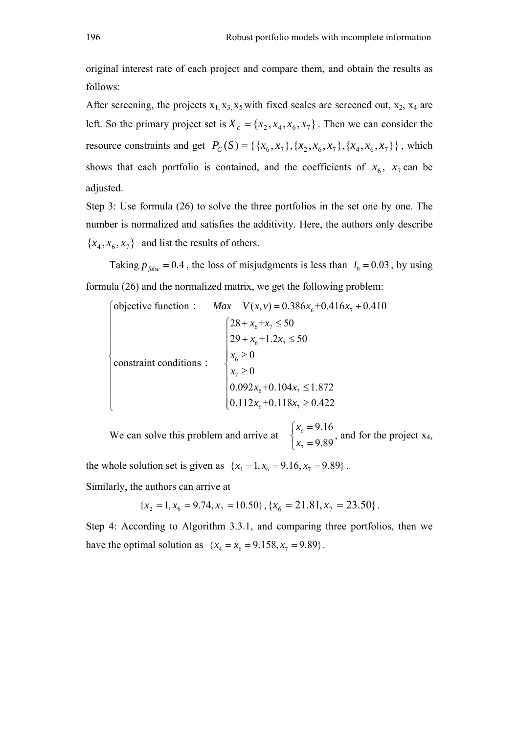original interest rate of each project and compare them, and obtain the results as follows:

After screening, the projects $x_1, x_3, x_5$ with fixed scales are screened out, $x_2$, $x_4$ are left. So the primary project set is $X_c = \{x_2, x_4, x_6, x_7\}$. Then we can consider the resource constraints and get $P_C(S) = \{\{x_6, x_7\}, \{x_2, x_6, x_7\}, \{x_4, x_6, x_7\}\}$, which shows that each portfolio is contained, and the coefficients of $x_6$, $x_7$ can be adjusted.

Step 3: Use formula (26) to solve the three portfolios in the set one by one. The number is normalized and satisfies the additivity. Here, the authors only describe $\{x_4, x_6, x_7\}$ and list the results of others.

Taking $p_{false} = 0.4$, the loss of misjudgments is less than $l_0 = 0.03$, by using formula (26) and the normalized matrix, we get the following problem:

$$
\begin{cases}
\text{objective function：} \quad Max \quad V(x,v) = 0.386x_6 + 0.416x_7 + 0.410 \\
\text{constraint conditions：} \begin{cases}
28 + x_6 + x_7 \le 50 \\
29 + x_6 + 1.2x_7 \le 50 \\
x_6 \ge 0 \\
x_7 \ge 0 \\
0.092x_6 + 0.104x_7 \le 1.872 \\
0.112x_6 + 0.118x_7 \ge 0.422
\end{cases}
\end{cases}
$$

We can solve this problem and arrive at $\begin{cases} x_6 = 9.16 \\ x_7 = 9.89 \end{cases}$, and for the project $x_4$, the whole solution set is given as $\{x_4 = 1, x_6 = 9.16, x_7 = 9.89\}$.

Similarly, the authors can arrive at

$$\{x_2 = 1, x_6 = 9.74, x_7 = 10.50\}, \{x_6 = 21.81, x_7 = 23.50\}.$$

Step 4: According to Algorithm 3.3.1, and comparing three portfolios, then we have the optimal solution as $\{x_4 = x_6 = 9.158, x_7 = 9.89\}$.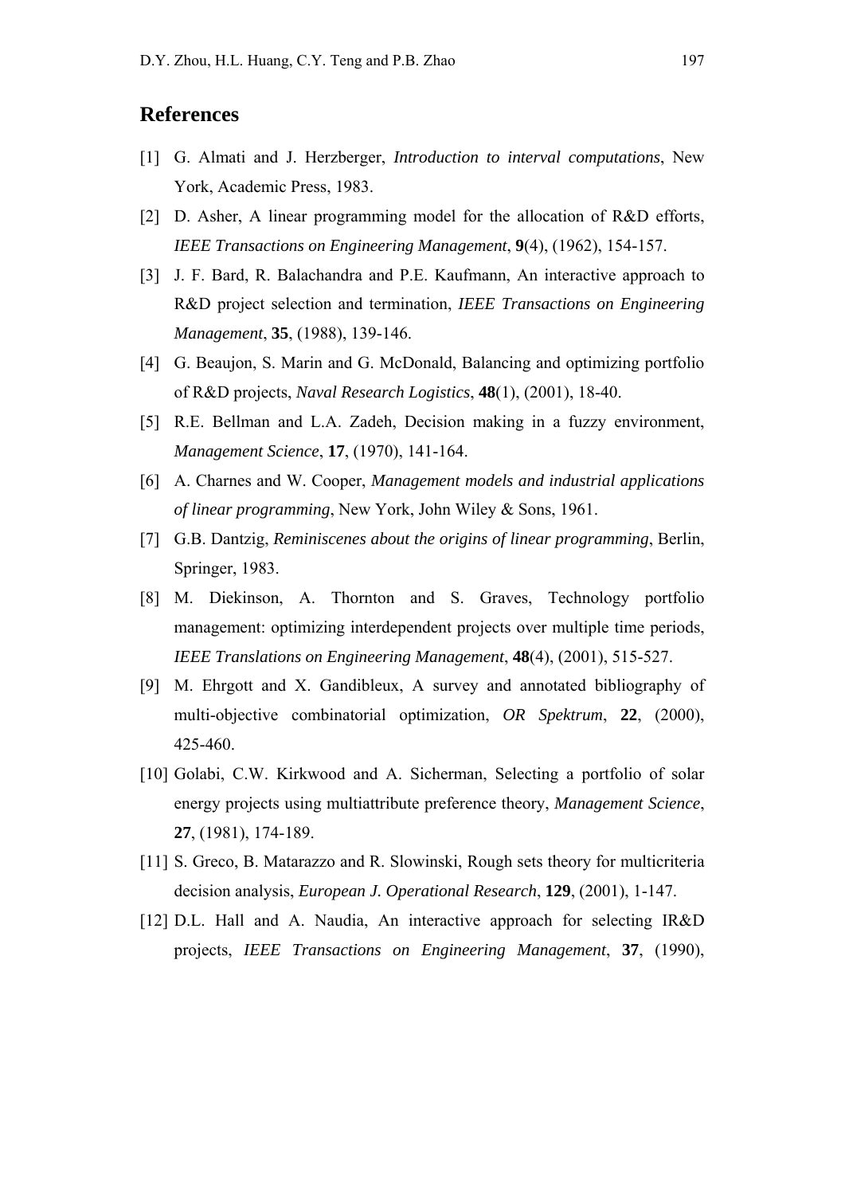## References

[1] G. Almati and J. Herzberger, *Introduction to interval computations*, New York, Academic Press, 1983.

[2] D. Asher, A linear programming model for the allocation of R&D efforts, *IEEE Transactions on Engineering Management*, **9**(4), (1962), 154-157.

[3] J. F. Bard, R. Balachandra and P.E. Kaufmann, An interactive approach to R&D project selection and termination, *IEEE Transactions on Engineering Management*, **35**, (1988), 139-146.

[4] G. Beaujon, S. Marin and G. McDonald, Balancing and optimizing portfolio of R&D projects, *Naval Research Logistics*, **48**(1), (2001), 18-40.

[5] R.E. Bellman and L.A. Zadeh, Decision making in a fuzzy environment, *Management Science*, **17**, (1970), 141-164.

[6] A. Charnes and W. Cooper, *Management models and industrial applications of linear programming*, New York, John Wiley & Sons, 1961.

[7] G.B. Dantzig, *Reminiscenes about the origins of linear programming*, Berlin, Springer, 1983.

[8] M. Diekinson, A. Thornton and S. Graves, Technology portfolio management: optimizing interdependent projects over multiple time periods, *IEEE Translations on Engineering Management*, **48**(4), (2001), 515-527.

[9] M. Ehrgott and X. Gandibleux, A survey and annotated bibliography of multi-objective combinatorial optimization, *OR Spektrum*, **22**, (2000), 425-460.

[10] Golabi, C.W. Kirkwood and A. Sicherman, Selecting a portfolio of solar energy projects using multiattribute preference theory, *Management Science*, **27**, (1981), 174-189.

[11] S. Greco, B. Matarazzo and R. Slowinski, Rough sets theory for multicriteria decision analysis, *European J. Operational Research*, **129**, (2001), 1-147.

[12] D.L. Hall and A. Naudia, An interactive approach for selecting IR&D projects, *IEEE Transactions on Engineering Management*, **37**, (1990),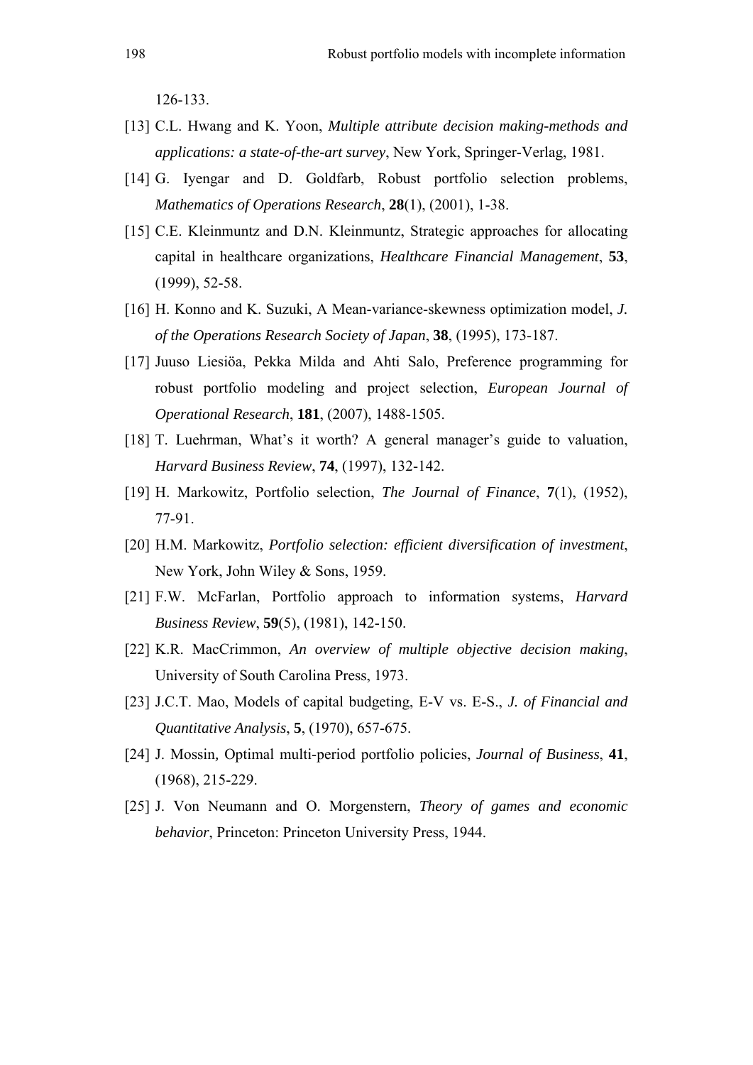126-133.

[13] C.L. Hwang and K. Yoon, *Multiple attribute decision making-methods and applications: a state-of-the-art survey*, New York, Springer-Verlag, 1981.

[14] G. Iyengar and D. Goldfarb, Robust portfolio selection problems, *Mathematics of Operations Research*, **28**(1), (2001), 1-38.

[15] C.E. Kleinmuntz and D.N. Kleinmuntz, Strategic approaches for allocating capital in healthcare organizations, *Healthcare Financial Management*, **53**, (1999), 52-58.

[16] H. Konno and K. Suzuki, A Mean-variance-skewness optimization model, *J. of the Operations Research Society of Japan*, **38**, (1995), 173-187.

[17] Juuso Liesiöa, Pekka Milda and Ahti Salo, Preference programming for robust portfolio modeling and project selection, *European Journal of Operational Research*, **181**, (2007), 1488-1505.

[18] T. Luehrman, What's it worth? A general manager's guide to valuation, *Harvard Business Review*, **74**, (1997), 132-142.

[19] H. Markowitz, Portfolio selection, *The Journal of Finance*, **7**(1), (1952), 77-91.

[20] H.M. Markowitz, *Portfolio selection: efficient diversification of investment*, New York, John Wiley & Sons, 1959.

[21] F.W. McFarlan, Portfolio approach to information systems, *Harvard Business Review*, **59**(5), (1981), 142-150.

[22] K.R. MacCrimmon, *An overview of multiple objective decision making*, University of South Carolina Press, 1973.

[23] J.C.T. Mao, Models of capital budgeting, E-V vs. E-S., *J. of Financial and Quantitative Analysis*, **5**, (1970), 657-675.

[24] J. Mossin, Optimal multi-period portfolio policies, *Journal of Business*, **41**, (1968), 215-229.

[25] J. Von Neumann and O. Morgenstern, *Theory of games and economic behavior*, Princeton: Princeton University Press, 1944.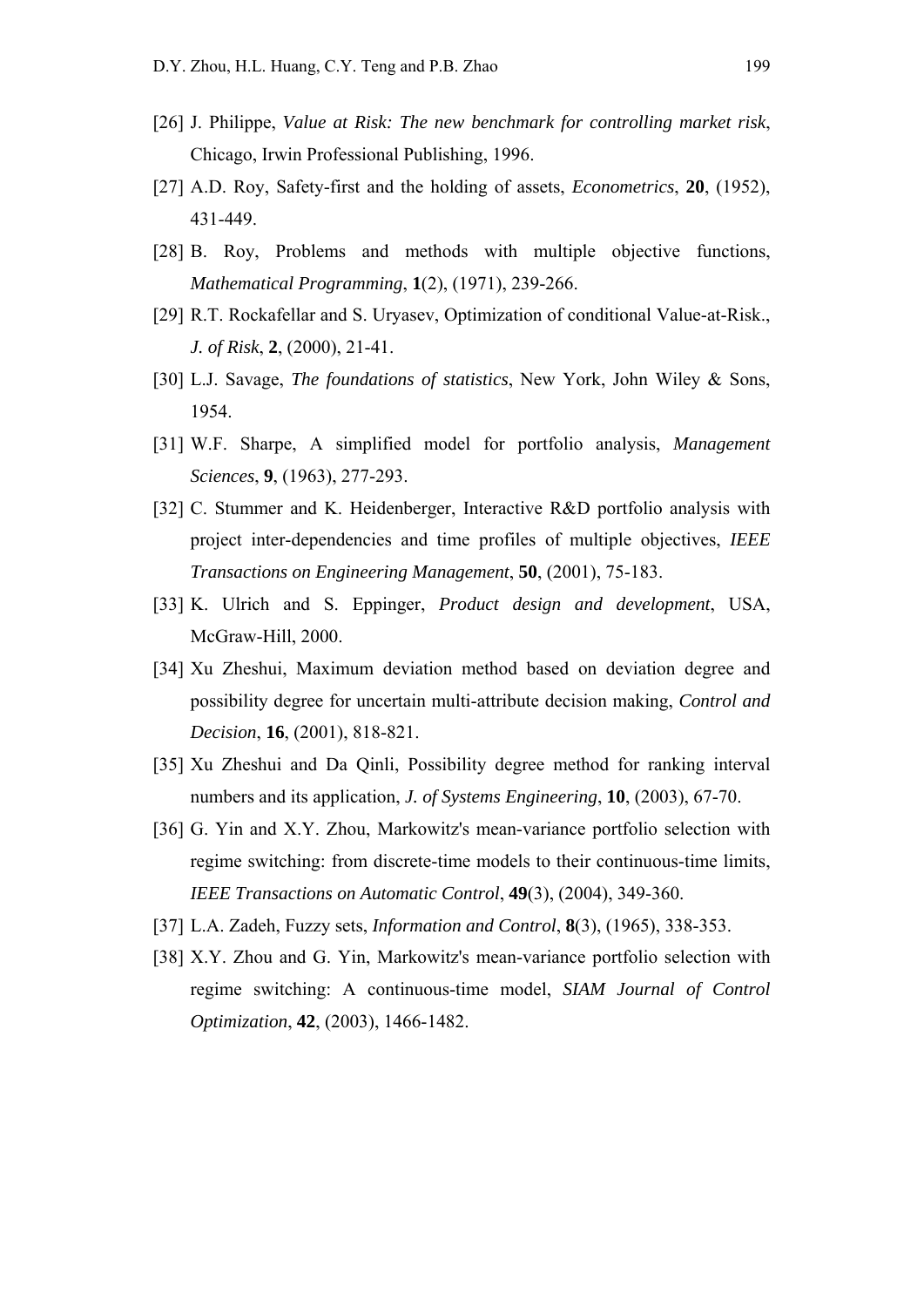[26] J. Philippe, *Value at Risk: The new benchmark for controlling market risk*, Chicago, Irwin Professional Publishing, 1996.

[27] A.D. Roy, Safety-first and the holding of assets, *Econometrics*, **20**, (1952), 431-449.

[28] B. Roy, Problems and methods with multiple objective functions, *Mathematical Programming*, **1**(2), (1971), 239-266.

[29] R.T. Rockafellar and S. Uryasev, Optimization of conditional Value-at-Risk., *J. of Risk*, **2**, (2000), 21-41.

[30] L.J. Savage, *The foundations of statistics*, New York, John Wiley & Sons, 1954.

[31] W.F. Sharpe, A simplified model for portfolio analysis, *Management Sciences*, **9**, (1963), 277-293.

[32] C. Stummer and K. Heidenberger, Interactive R&D portfolio analysis with project inter-dependencies and time profiles of multiple objectives, *IEEE Transactions on Engineering Management*, **50**, (2001), 75-183.

[33] K. Ulrich and S. Eppinger, *Product design and development*, USA, McGraw-Hill, 2000.

[34] Xu Zheshui, Maximum deviation method based on deviation degree and possibility degree for uncertain multi-attribute decision making, *Control and Decision*, **16**, (2001), 818-821.

[35] Xu Zheshui and Da Qinli, Possibility degree method for ranking interval numbers and its application, *J. of Systems Engineering*, **10**, (2003), 67-70.

[36] G. Yin and X.Y. Zhou, Markowitz's mean-variance portfolio selection with regime switching: from discrete-time models to their continuous-time limits, *IEEE Transactions on Automatic Control*, **49**(3), (2004), 349-360.

[37] L.A. Zadeh, Fuzzy sets, *Information and Control*, **8**(3), (1965), 338-353.

[38] X.Y. Zhou and G. Yin, Markowitz's mean-variance portfolio selection with regime switching: A continuous-time model, *SIAM Journal of Control Optimization*, **42**, (2003), 1466-1482.